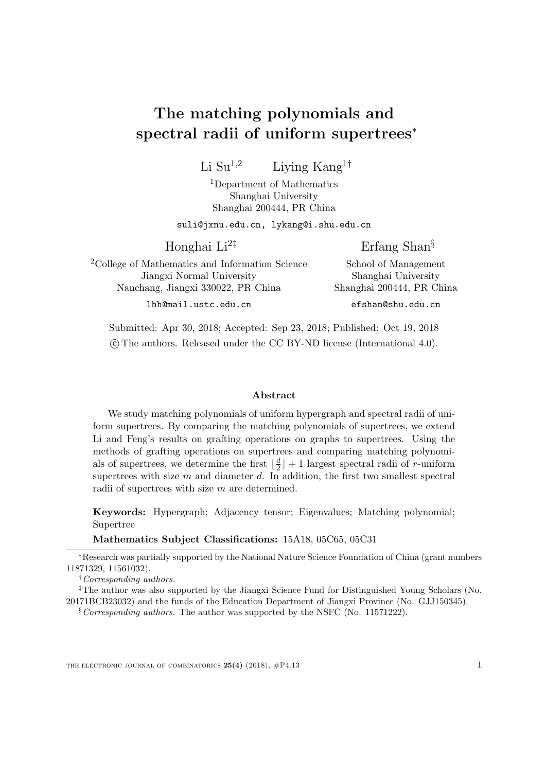# The matching polynomials and spectral radii of uniform supertrees*

Li Su[1,2] Liying Kang[1†]

[1]Department of Mathematics
Shanghai University
Shanghai 200444, PR China

suli@jxnu.edu.cn, lykang@i.shu.edu.cn

Honghai Li[2‡]

[2]College of Mathematics and Information Science
Jiangxi Normal University
Nanchang, Jiangxi 330022, PR China

lhh@mail.ustc.edu.cn

Erfang Shan[§]

School of Management
Shanghai University
Shanghai 200444, PR China

efshan@shu.edu.cn

Submitted: Apr 30, 2018; Accepted: Sep 23, 2018; Published: Oct 19, 2018
© The authors. Released under the CC BY-ND license (International 4.0).

## Abstract

We study matching polynomials of uniform hypergraph and spectral radii of uniform supertrees. By comparing the matching polynomials of supertrees, we extend Li and Feng's results on grafting operations on graphs to supertrees. Using the methods of grafting operations on supertrees and comparing matching polynomials of supertrees, we determine the first $\lfloor \frac{d}{2} \rfloor + 1$ largest spectral radii of $r$-uniform supertrees with size $m$ and diameter $d$. In addition, the first two smallest spectral radii of supertrees with size $m$ are determined.

**Keywords:** Hypergraph; Adjacency tensor; Eigenvalues; Matching polynomial; Supertree

**Mathematics Subject Classifications:** 15A18, 05C65, 05C31

---

*Research was partially supported by the National Nature Science Foundation of China (grant numbers 11871329, 11561032).

†*Corresponding authors.*

‡The author was also supported by the Jiangxi Science Fund for Distinguished Young Scholars (No. 20171BCB23032) and the funds of the Education Department of Jiangxi Province (No. GJJ150345).

§*Corresponding authors.* The author was supported by the NSFC (No. 11571222).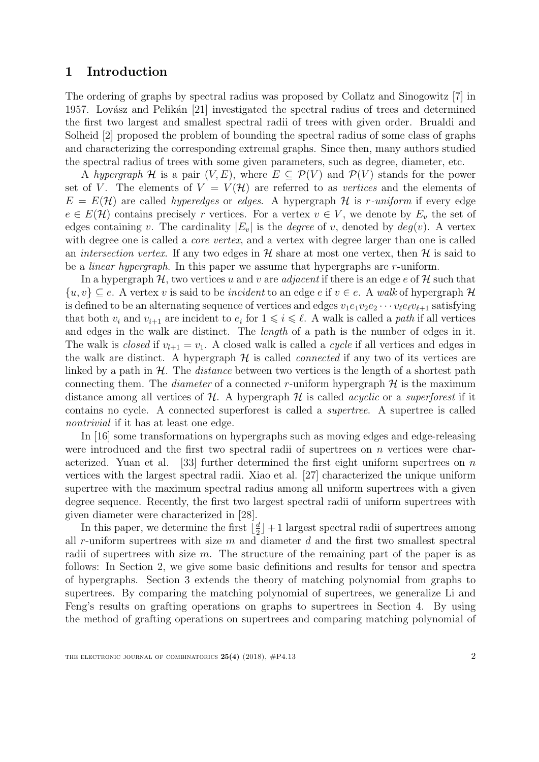## 1 Introduction

The ordering of graphs by spectral radius was proposed by Collatz and Sinogowitz [7] in 1957. Lovász and Pelikán [21] investigated the spectral radius of trees and determined the first two largest and smallest spectral radii of trees with given order. Brualdi and Solheid [2] proposed the problem of bounding the spectral radius of some class of graphs and characterizing the corresponding extremal graphs. Since then, many authors studied the spectral radius of trees with some given parameters, such as degree, diameter, etc.

A *hypergraph* $\mathcal{H}$ is a pair $(V, E)$, where $E \subseteq \mathcal{P}(V)$ and $\mathcal{P}(V)$ stands for the power set of $V$. The elements of $V = V(\mathcal{H})$ are referred to as *vertices* and the elements of $E = E(\mathcal{H})$ are called *hyperedges* or *edges*. A hypergraph $\mathcal{H}$ is *r-uniform* if every edge $e \in E(\mathcal{H})$ contains precisely $r$ vertices. For a vertex $v \in V$, we denote by $E_v$ the set of edges containing $v$. The cardinality $|E_v|$ is the *degree* of $v$, denoted by $deg(v)$. A vertex with degree one is called a *core vertex*, and a vertex with degree larger than one is called an *intersection vertex*. If any two edges in $\mathcal{H}$ share at most one vertex, then $\mathcal{H}$ is said to be a *linear hypergraph*. In this paper we assume that hypergraphs are $r$-uniform.

In a hypergraph $\mathcal{H}$, two vertices $u$ and $v$ are *adjacent* if there is an edge $e$ of $\mathcal{H}$ such that $\{u, v\} \subseteq e$. A vertex $v$ is said to be *incident* to an edge $e$ if $v \in e$. A *walk* of hypergraph $\mathcal{H}$ is defined to be an alternating sequence of vertices and edges $v_1e_1v_2e_2 \cdots v_\ell e_\ell v_{\ell+1}$ satisfying that both $v_i$ and $v_{i+1}$ are incident to $e_i$ for $1 \leqslant i \leqslant \ell$. A walk is called a *path* if all vertices and edges in the walk are distinct. The *length* of a path is the number of edges in it. The walk is *closed* if $v_{l+1} = v_1$. A closed walk is called a *cycle* if all vertices and edges in the walk are distinct. A hypergraph $\mathcal{H}$ is called *connected* if any two of its vertices are linked by a path in $\mathcal{H}$. The *distance* between two vertices is the length of a shortest path connecting them. The *diameter* of a connected $r$-uniform hypergraph $\mathcal{H}$ is the maximum distance among all vertices of $\mathcal{H}$. A hypergraph $\mathcal{H}$ is called *acyclic* or a *superforest* if it contains no cycle. A connected superforest is called a *supertree*. A supertree is called *nontrivial* if it has at least one edge.

In [16] some transformations on hypergraphs such as moving edges and edge-releasing were introduced and the first two spectral radii of supertrees on $n$ vertices were characterized. Yuan et al. [33] further determined the first eight uniform supertrees on $n$ vertices with the largest spectral radii. Xiao et al. [27] characterized the unique uniform supertree with the maximum spectral radius among all uniform supertrees with a given degree sequence. Recently, the first two largest spectral radii of uniform supertrees with given diameter were characterized in [28].

In this paper, we determine the first $\lfloor \frac{d}{2} \rfloor + 1$ largest spectral radii of supertrees among all $r$-uniform supertrees with size $m$ and diameter $d$ and the first two smallest spectral radii of supertrees with size $m$. The structure of the remaining part of the paper is as follows: In Section 2, we give some basic definitions and results for tensor and spectra of hypergraphs. Section 3 extends the theory of matching polynomial from graphs to supertrees. By comparing the matching polynomial of supertrees, we generalize Li and Feng's results on grafting operations on graphs to supertrees in Section 4. By using the method of grafting operations on supertrees and comparing matching polynomial of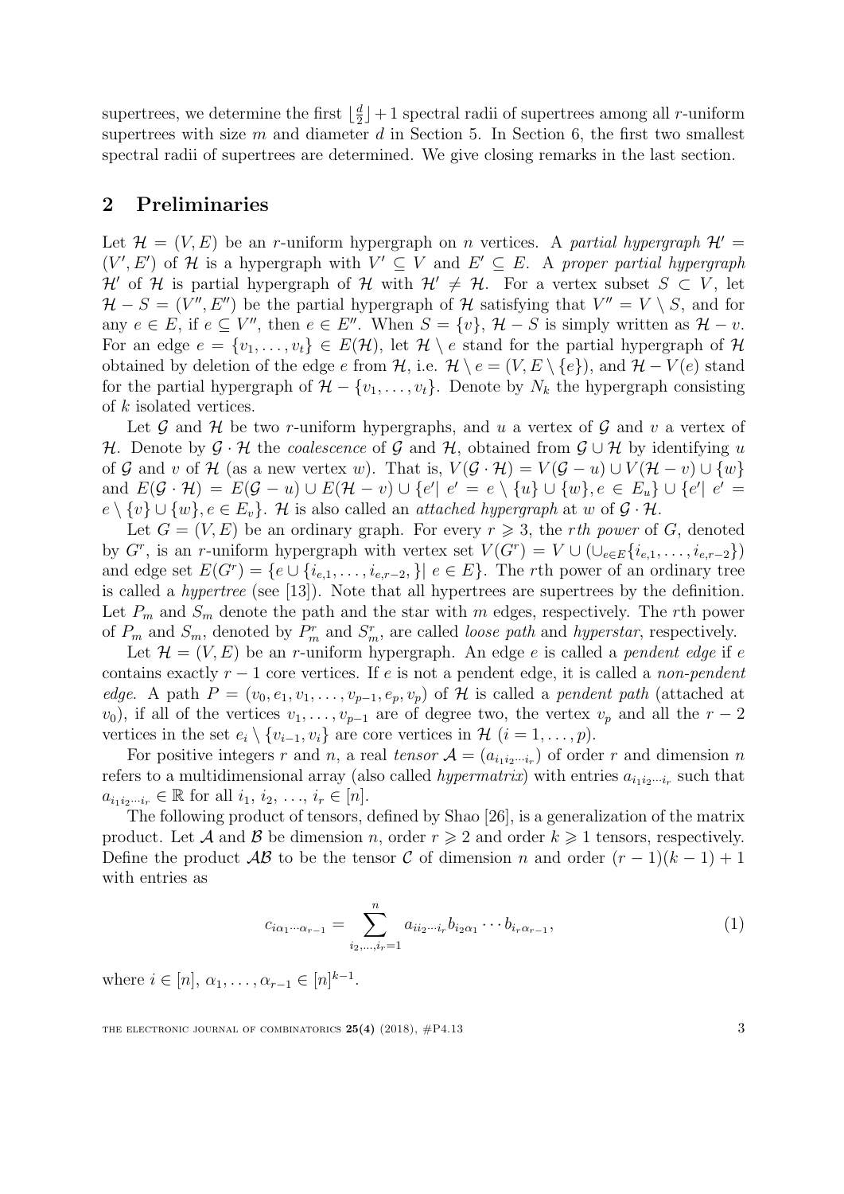supertrees, we determine the first $\lfloor \frac{d}{2} \rfloor + 1$ spectral radii of supertrees among all $r$-uniform supertrees with size $m$ and diameter $d$ in Section 5. In Section 6, the first two smallest spectral radii of supertrees are determined. We give closing remarks in the last section.

## 2 Preliminaries

Let $\mathcal{H} = (V, E)$ be an $r$-uniform hypergraph on $n$ vertices. A *partial hypergraph* $\mathcal{H}' = (V', E')$ of $\mathcal{H}$ is a hypergraph with $V' \subseteq V$ and $E' \subseteq E$. A *proper partial hypergraph* $\mathcal{H}'$ of $\mathcal{H}$ is partial hypergraph of $\mathcal{H}$ with $\mathcal{H}' \neq \mathcal{H}$. For a vertex subset $S \subset V$, let $\mathcal{H} - S = (V'', E'')$ be the partial hypergraph of $\mathcal{H}$ satisfying that $V'' = V \setminus S$, and for any $e \in E$, if $e \subseteq V''$, then $e \in E''$. When $S = \{v\}$, $\mathcal{H} - S$ is simply written as $\mathcal{H} - v$. For an edge $e = \{v_1, \ldots, v_t\} \in E(\mathcal{H})$, let $\mathcal{H} \setminus e$ stand for the partial hypergraph of $\mathcal{H}$ obtained by deletion of the edge $e$ from $\mathcal{H}$, i.e. $\mathcal{H} \setminus e = (V, E \setminus \{e\})$, and $\mathcal{H} - V(e)$ stand for the partial hypergraph of $\mathcal{H} - \{v_1, \ldots, v_t\}$. Denote by $N_k$ the hypergraph consisting of $k$ isolated vertices.

Let $\mathcal{G}$ and $\mathcal{H}$ be two $r$-uniform hypergraphs, and $u$ a vertex of $\mathcal{G}$ and $v$ a vertex of $\mathcal{H}$. Denote by $\mathcal{G} \cdot \mathcal{H}$ the *coalescence* of $\mathcal{G}$ and $\mathcal{H}$, obtained from $\mathcal{G} \cup \mathcal{H}$ by identifying $u$ of $\mathcal{G}$ and $v$ of $\mathcal{H}$ (as a new vertex $w$). That is, $V(\mathcal{G} \cdot \mathcal{H}) = V(\mathcal{G} - u) \cup V(\mathcal{H} - v) \cup \{w\}$ and $E(\mathcal{G} \cdot \mathcal{H}) = E(\mathcal{G} - u) \cup E(\mathcal{H} - v) \cup \{e' |\ e' = e \setminus \{u\} \cup \{w\}, e \in E_u\} \cup \{e' |\ e' = e \setminus \{v\} \cup \{w\}, e \in E_v\}$. $\mathcal{H}$ is also called an *attached hypergraph* at $w$ of $\mathcal{G} \cdot \mathcal{H}$.

Let $G = (V, E)$ be an ordinary graph. For every $r \geqslant 3$, the *rth power* of $G$, denoted by $G^r$, is an $r$-uniform hypergraph with vertex set $V(G^r) = V \cup (\cup_{e \in E}\{i_{e,1}, \ldots, i_{e,r-2}\})$ and edge set $E(G^r) = \{e \cup \{i_{e,1}, \ldots, i_{e,r-2}, \}|\ e \in E\}$. The $r$th power of an ordinary tree is called a *hypertree* (see [13]). Note that all hypertrees are supertrees by the definition. Let $P_m$ and $S_m$ denote the path and the star with $m$ edges, respectively. The $r$th power of $P_m$ and $S_m$, denoted by $P_m^r$ and $S_m^r$, are called *loose path* and *hyperstar*, respectively.

Let $\mathcal{H} = (V, E)$ be an $r$-uniform hypergraph. An edge $e$ is called a *pendent edge* if $e$ contains exactly $r - 1$ core vertices. If $e$ is not a pendent edge, it is called a *non-pendent edge*. A path $P = (v_0, e_1, v_1, \ldots, v_{p-1}, e_p, v_p)$ of $\mathcal{H}$ is called a *pendent path* (attached at $v_0$), if all of the vertices $v_1, \ldots, v_{p-1}$ are of degree two, the vertex $v_p$ and all the $r - 2$ vertices in the set $e_i \setminus \{v_{i-1}, v_i\}$ are core vertices in $\mathcal{H}$ $(i = 1, \ldots, p)$.

For positive integers $r$ and $n$, a real *tensor* $\mathcal{A} = (a_{i_1 i_2 \cdots i_r})$ of order $r$ and dimension $n$ refers to a multidimensional array (also called *hypermatrix*) with entries $a_{i_1 i_2 \cdots i_r}$ such that $a_{i_1 i_2 \cdots i_r} \in \mathbb{R}$ for all $i_1, i_2, \ldots, i_r \in [n]$.

The following product of tensors, defined by Shao [26], is a generalization of the matrix product. Let $\mathcal{A}$ and $\mathcal{B}$ be dimension $n$, order $r \geqslant 2$ and order $k \geqslant 1$ tensors, respectively. Define the product $\mathcal{AB}$ to be the tensor $\mathcal{C}$ of dimension $n$ and order $(r-1)(k-1)+1$ with entries as

$$c_{i\alpha_1 \cdots \alpha_{r-1}} = \sum_{i_2, \ldots, i_r = 1}^{n} a_{i i_2 \cdots i_r} b_{i_2 \alpha_1} \cdots b_{i_r \alpha_{r-1}}, \tag{1}$$

where $i \in [n]$, $\alpha_1, \ldots, \alpha_{r-1} \in [n]^{k-1}$.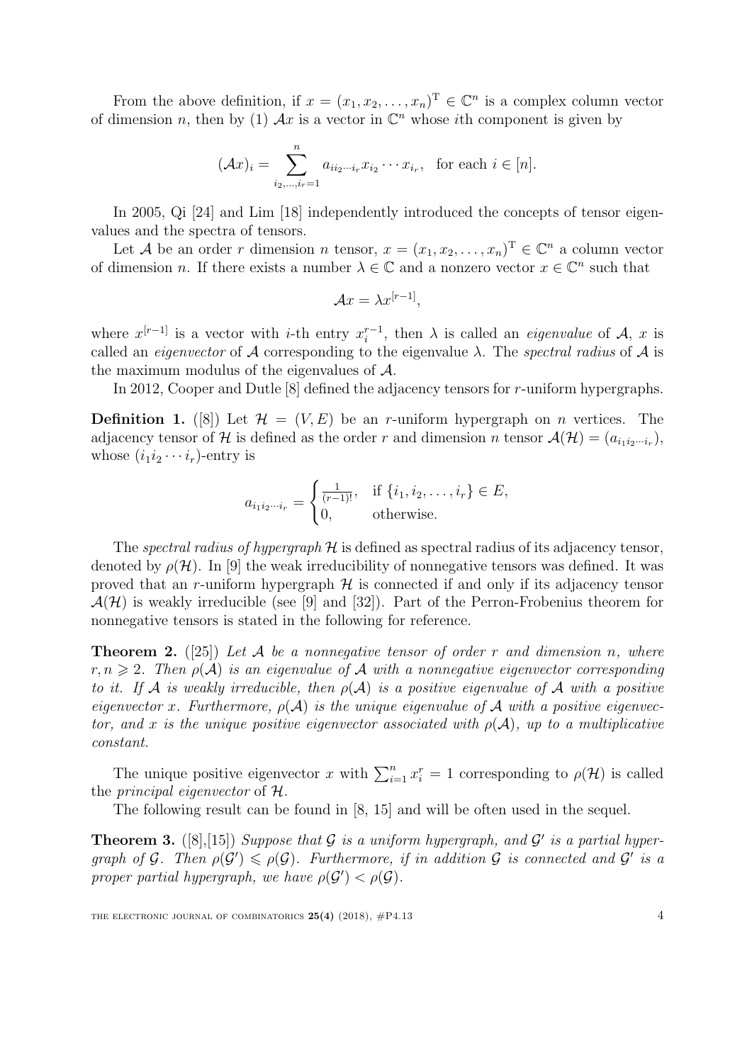From the above definition, if $x = (x_1, x_2, \ldots, x_n)^{\mathrm{T}} \in \mathbb{C}^n$ is a complex column vector of dimension $n$, then by (1) $\mathcal{A}x$ is a vector in $\mathbb{C}^n$ whose $i$th component is given by

$$(\mathcal{A}x)_i = \sum_{i_2,\ldots,i_r=1}^{n} a_{ii_2\cdots i_r} x_{i_2} \cdots x_{i_r}, \quad \text{for each } i \in [n].$$

In 2005, Qi [24] and Lim [18] independently introduced the concepts of tensor eigenvalues and the spectra of tensors.

Let $\mathcal{A}$ be an order $r$ dimension $n$ tensor, $x = (x_1, x_2, \ldots, x_n)^{\mathrm{T}} \in \mathbb{C}^n$ a column vector of dimension $n$. If there exists a number $\lambda \in \mathbb{C}$ and a nonzero vector $x \in \mathbb{C}^n$ such that

$$\mathcal{A}x = \lambda x^{[r-1]},$$

where $x^{[r-1]}$ is a vector with $i$-th entry $x_i^{r-1}$, then $\lambda$ is called an *eigenvalue* of $\mathcal{A}$, $x$ is called an *eigenvector* of $\mathcal{A}$ corresponding to the eigenvalue $\lambda$. The *spectral radius* of $\mathcal{A}$ is the maximum modulus of the eigenvalues of $\mathcal{A}$.

In 2012, Cooper and Dutle [8] defined the adjacency tensors for $r$-uniform hypergraphs.

**Definition 1.** ([8]) Let $\mathcal{H} = (V, E)$ be an $r$-uniform hypergraph on $n$ vertices. The adjacency tensor of $\mathcal{H}$ is defined as the order $r$ and dimension $n$ tensor $\mathcal{A}(\mathcal{H}) = (a_{i_1 i_2 \cdots i_r})$, whose $(i_1 i_2 \cdots i_r)$-entry is

$$a_{i_1 i_2 \cdots i_r} = \begin{cases} \frac{1}{(r-1)!}, & \text{if } \{i_1, i_2, \ldots, i_r\} \in E, \\ 0, & \text{otherwise.} \end{cases}$$

The *spectral radius of hypergraph* $\mathcal{H}$ is defined as spectral radius of its adjacency tensor, denoted by $\rho(\mathcal{H})$. In [9] the weak irreducibility of nonnegative tensors was defined. It was proved that an $r$-uniform hypergraph $\mathcal{H}$ is connected if and only if its adjacency tensor $\mathcal{A}(\mathcal{H})$ is weakly irreducible (see [9] and [32]). Part of the Perron-Frobenius theorem for nonnegative tensors is stated in the following for reference.

**Theorem 2.** ([25]) *Let $\mathcal{A}$ be a nonnegative tensor of order $r$ and dimension $n$, where $r, n \geqslant 2$. Then $\rho(\mathcal{A})$ is an eigenvalue of $\mathcal{A}$ with a nonnegative eigenvector corresponding to it. If $\mathcal{A}$ is weakly irreducible, then $\rho(\mathcal{A})$ is a positive eigenvalue of $\mathcal{A}$ with a positive eigenvector $x$. Furthermore, $\rho(\mathcal{A})$ is the unique eigenvalue of $\mathcal{A}$ with a positive eigenvector, and $x$ is the unique positive eigenvector associated with $\rho(\mathcal{A})$, up to a multiplicative constant.*

The unique positive eigenvector $x$ with $\sum_{i=1}^{n} x_i^r = 1$ corresponding to $\rho(\mathcal{H})$ is called the *principal eigenvector* of $\mathcal{H}$.

The following result can be found in [8, 15] and will be often used in the sequel.

**Theorem 3.** ([8],[15]) *Suppose that $\mathcal{G}$ is a uniform hypergraph, and $\mathcal{G}'$ is a partial hypergraph of $\mathcal{G}$. Then $\rho(\mathcal{G}') \leqslant \rho(\mathcal{G})$. Furthermore, if in addition $\mathcal{G}$ is connected and $\mathcal{G}'$ is a proper partial hypergraph, we have $\rho(\mathcal{G}') < \rho(\mathcal{G})$.*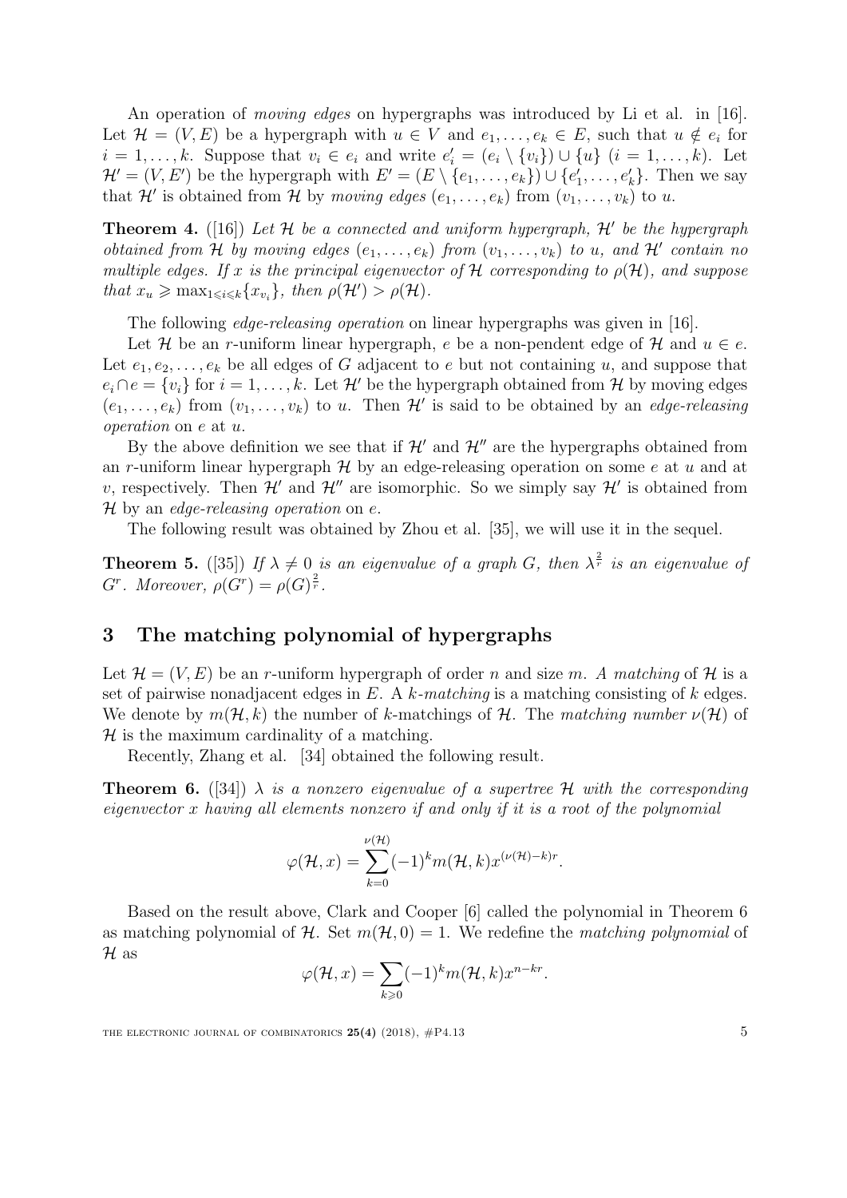An operation of *moving edges* on hypergraphs was introduced by Li et al. in [16]. Let $\mathcal{H} = (V, E)$ be a hypergraph with $u \in V$ and $e_1, \ldots, e_k \in E$, such that $u \notin e_i$ for $i = 1, \ldots, k$. Suppose that $v_i \in e_i$ and write $e_i' = (e_i \setminus \{v_i\}) \cup \{u\}$ $(i = 1, \ldots, k)$. Let $\mathcal{H}' = (V, E')$ be the hypergraph with $E' = (E \setminus \{e_1, \ldots, e_k\}) \cup \{e_1', \ldots, e_k'\}$. Then we say that $\mathcal{H}'$ is obtained from $\mathcal{H}$ by *moving edges* $(e_1, \ldots, e_k)$ from $(v_1, \ldots, v_k)$ to $u$.

**Theorem 4.** ([16]) *Let $\mathcal{H}$ be a connected and uniform hypergraph, $\mathcal{H}'$ be the hypergraph obtained from $\mathcal{H}$ by moving edges $(e_1, \ldots, e_k)$ from $(v_1, \ldots, v_k)$ to $u$, and $\mathcal{H}'$ contain no multiple edges. If $x$ is the principal eigenvector of $\mathcal{H}$ corresponding to $\rho(\mathcal{H})$, and suppose that $x_u \geqslant \max_{1 \leqslant i \leqslant k}\{x_{v_i}\}$, then $\rho(\mathcal{H}') > \rho(\mathcal{H})$.*

The following *edge-releasing operation* on linear hypergraphs was given in [16].

Let $\mathcal{H}$ be an $r$-uniform linear hypergraph, $e$ be a non-pendent edge of $\mathcal{H}$ and $u \in e$. Let $e_1, e_2, \ldots, e_k$ be all edges of $G$ adjacent to $e$ but not containing $u$, and suppose that $e_i \cap e = \{v_i\}$ for $i = 1, \ldots, k$. Let $\mathcal{H}'$ be the hypergraph obtained from $\mathcal{H}$ by moving edges $(e_1, \ldots, e_k)$ from $(v_1, \ldots, v_k)$ to $u$. Then $\mathcal{H}'$ is said to be obtained by an *edge-releasing operation* on $e$ at $u$.

By the above definition we see that if $\mathcal{H}'$ and $\mathcal{H}''$ are the hypergraphs obtained from an $r$-uniform linear hypergraph $\mathcal{H}$ by an edge-releasing operation on some $e$ at $u$ and at $v$, respectively. Then $\mathcal{H}'$ and $\mathcal{H}''$ are isomorphic. So we simply say $\mathcal{H}'$ is obtained from $\mathcal{H}$ by an *edge-releasing operation* on $e$.

The following result was obtained by Zhou et al. [35], we will use it in the sequel.

**Theorem 5.** ([35]) *If $\lambda \neq 0$ is an eigenvalue of a graph $G$, then $\lambda^{\frac{2}{r}}$ is an eigenvalue of $G^r$. Moreover, $\rho(G^r) = \rho(G)^{\frac{2}{r}}$.*

## 3 The matching polynomial of hypergraphs

Let $\mathcal{H} = (V, E)$ be an $r$-uniform hypergraph of order $n$ and size $m$. *A matching* of $\mathcal{H}$ is a set of pairwise nonadjacent edges in $E$. A *$k$-matching* is a matching consisting of $k$ edges. We denote by $m(\mathcal{H}, k)$ the number of $k$-matchings of $\mathcal{H}$. The *matching number* $\nu(\mathcal{H})$ of $\mathcal{H}$ is the maximum cardinality of a matching.

Recently, Zhang et al. [34] obtained the following result.

**Theorem 6.** ([34]) *$\lambda$ is a nonzero eigenvalue of a supertree $\mathcal{H}$ with the corresponding eigenvector $x$ having all elements nonzero if and only if it is a root of the polynomial*

$$\varphi(\mathcal{H}, x) = \sum_{k=0}^{\nu(\mathcal{H})} (-1)^k m(\mathcal{H}, k) x^{(\nu(\mathcal{H})-k)r}.$$

Based on the result above, Clark and Cooper [6] called the polynomial in Theorem 6 as matching polynomial of $\mathcal{H}$. Set $m(\mathcal{H}, 0) = 1$. We redefine the *matching polynomial* of $\mathcal{H}$ as

$$\varphi(\mathcal{H}, x) = \sum_{k \geqslant 0} (-1)^k m(\mathcal{H}, k) x^{n-kr}.$$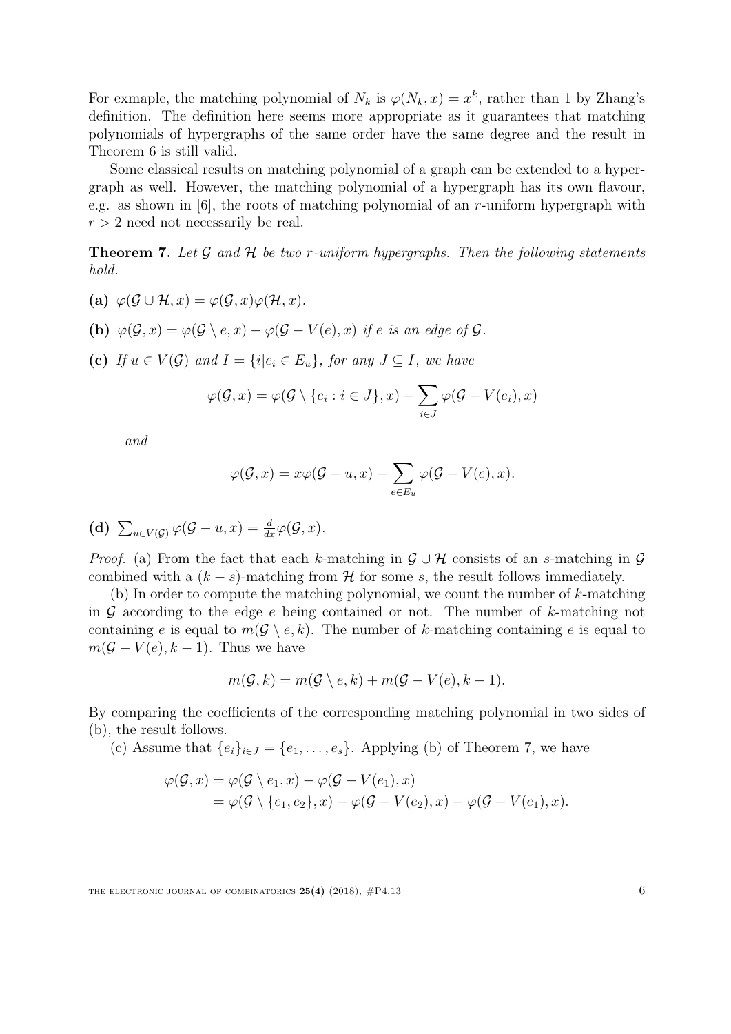For exmaple, the matching polynomial of $N_k$ is $\varphi(N_k, x) = x^k$, rather than 1 by Zhang's definition. The definition here seems more appropriate as it guarantees that matching polynomials of hypergraphs of the same order have the same degree and the result in Theorem 6 is still valid.

Some classical results on matching polynomial of a graph can be extended to a hypergraph as well. However, the matching polynomial of a hypergraph has its own flavour, e.g. as shown in [6], the roots of matching polynomial of an $r$-uniform hypergraph with $r > 2$ need not necessarily be real.

**Theorem 7.** *Let $\mathcal{G}$ and $\mathcal{H}$ be two $r$-uniform hypergraphs. Then the following statements hold.*

**(a)** $\varphi(\mathcal{G} \cup \mathcal{H}, x) = \varphi(\mathcal{G}, x)\varphi(\mathcal{H}, x)$.

**(b)** $\varphi(\mathcal{G}, x) = \varphi(\mathcal{G} \setminus e, x) - \varphi(\mathcal{G} - V(e), x)$ *if $e$ is an edge of $\mathcal{G}$.*

**(c)** *If $u \in V(\mathcal{G})$ and $I = \{i | e_i \in E_u\}$, for any $J \subseteq I$, we have*

$$\varphi(\mathcal{G}, x) = \varphi(\mathcal{G} \setminus \{e_i : i \in J\}, x) - \sum_{i \in J} \varphi(\mathcal{G} - V(e_i), x)$$

*and*

$$\varphi(\mathcal{G}, x) = x\varphi(\mathcal{G} - u, x) - \sum_{e \in E_u} \varphi(\mathcal{G} - V(e), x).$$

**(d)** $\sum_{u \in V(\mathcal{G})} \varphi(\mathcal{G} - u, x) = \frac{d}{dx}\varphi(\mathcal{G}, x)$.

*Proof.* (a) From the fact that each $k$-matching in $\mathcal{G} \cup \mathcal{H}$ consists of an $s$-matching in $\mathcal{G}$ combined with a $(k - s)$-matching from $\mathcal{H}$ for some $s$, the result follows immediately.

(b) In order to compute the matching polynomial, we count the number of $k$-matching in $\mathcal{G}$ according to the edge $e$ being contained or not. The number of $k$-matching not containing $e$ is equal to $m(\mathcal{G} \setminus e, k)$. The number of $k$-matching containing $e$ is equal to $m(\mathcal{G} - V(e), k - 1)$. Thus we have

$$m(\mathcal{G}, k) = m(\mathcal{G} \setminus e, k) + m(\mathcal{G} - V(e), k - 1).$$

By comparing the coefficients of the corresponding matching polynomial in two sides of (b), the result follows.

(c) Assume that $\{e_i\}_{i \in J} = \{e_1, \ldots, e_s\}$. Applying (b) of Theorem 7, we have

$$\begin{aligned}
\varphi(\mathcal{G}, x) &= \varphi(\mathcal{G} \setminus e_1, x) - \varphi(\mathcal{G} - V(e_1), x) \\
&= \varphi(\mathcal{G} \setminus \{e_1, e_2\}, x) - \varphi(\mathcal{G} - V(e_2), x) - \varphi(\mathcal{G} - V(e_1), x).
\end{aligned}$$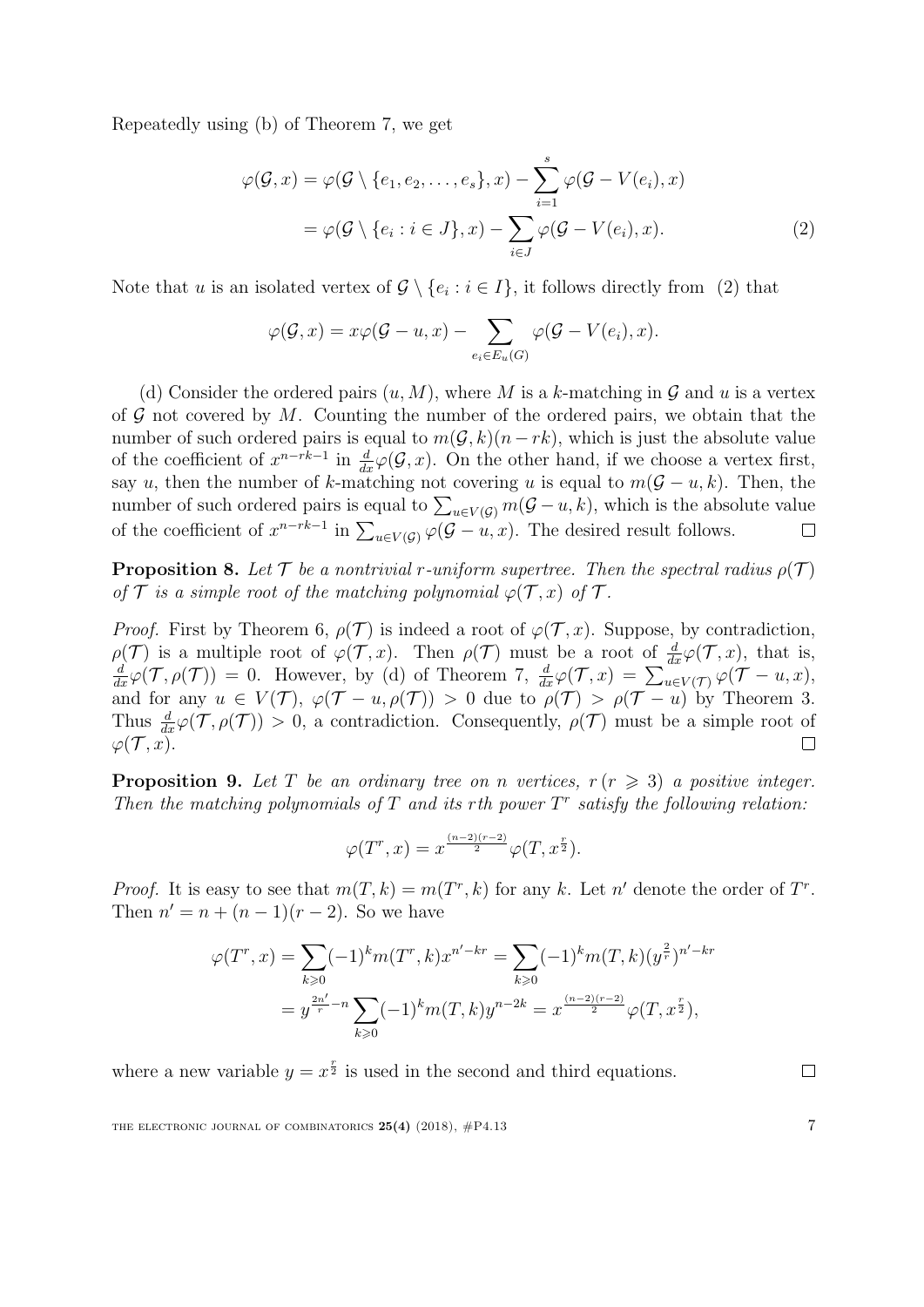Repeatedly using (b) of Theorem 7, we get

$$\begin{aligned}\varphi(\mathcal{G},x) &= \varphi(\mathcal{G}\setminus\{e_1,e_2,\dots,e_s\},x) - \sum_{i=1}^{s}\varphi(\mathcal{G}-V(e_i),x)\\ &= \varphi(\mathcal{G}\setminus\{e_i: i\in J\},x) - \sum_{i\in J}\varphi(\mathcal{G}-V(e_i),x).\end{aligned} \tag{2}$$

Note that $u$ is an isolated vertex of $\mathcal{G}\setminus\{e_i : i\in I\}$, it follows directly from (2) that

$$\varphi(\mathcal{G},x) = x\varphi(\mathcal{G}-u,x) - \sum_{e_i\in E_u(G)}\varphi(\mathcal{G}-V(e_i),x).$$

(d) Consider the ordered pairs $(u, M)$, where $M$ is a $k$-matching in $\mathcal{G}$ and $u$ is a vertex of $\mathcal{G}$ not covered by $M$. Counting the number of the ordered pairs, we obtain that the number of such ordered pairs is equal to $m(\mathcal{G},k)(n-rk)$, which is just the absolute value of the coefficient of $x^{n-rk-1}$ in $\frac{d}{dx}\varphi(\mathcal{G},x)$. On the other hand, if we choose a vertex first, say $u$, then the number of $k$-matching not covering $u$ is equal to $m(\mathcal{G}-u,k)$. Then, the number of such ordered pairs is equal to $\sum_{u\in V(\mathcal{G})} m(\mathcal{G}-u,k)$, which is the absolute value of the coefficient of $x^{n-rk-1}$ in $\sum_{u\in V(\mathcal{G})}\varphi(\mathcal{G}-u,x)$. The desired result follows. $\square$

**Proposition 8.** *Let $\mathcal{T}$ be a nontrivial $r$-uniform supertree. Then the spectral radius $\rho(\mathcal{T})$ of $\mathcal{T}$ is a simple root of the matching polynomial $\varphi(\mathcal{T},x)$ of $\mathcal{T}$.*

*Proof.* First by Theorem 6, $\rho(\mathcal{T})$ is indeed a root of $\varphi(\mathcal{T},x)$. Suppose, by contradiction, $\rho(\mathcal{T})$ is a multiple root of $\varphi(\mathcal{T},x)$. Then $\rho(\mathcal{T})$ must be a root of $\frac{d}{dx}\varphi(\mathcal{T},x)$, that is, $\frac{d}{dx}\varphi(\mathcal{T},\rho(\mathcal{T}))=0$. However, by (d) of Theorem 7, $\frac{d}{dx}\varphi(\mathcal{T},x)=\sum_{u\in V(\mathcal{T})}\varphi(\mathcal{T}-u,x)$, and for any $u\in V(\mathcal{T})$, $\varphi(\mathcal{T}-u,\rho(\mathcal{T}))>0$ due to $\rho(\mathcal{T})>\rho(\mathcal{T}-u)$ by Theorem 3. Thus $\frac{d}{dx}\varphi(\mathcal{T},\rho(\mathcal{T}))>0$, a contradiction. Consequently, $\rho(\mathcal{T})$ must be a simple root of $\varphi(\mathcal{T},x)$. $\square$

**Proposition 9.** *Let $T$ be an ordinary tree on $n$ vertices, $r\,(r\geqslant 3)$ a positive integer. Then the matching polynomials of $T$ and its $r$th power $T^r$ satisfy the following relation:*

$$\varphi(T^r,x) = x^{\frac{(n-2)(r-2)}{2}}\varphi(T,x^{\frac{r}{2}}).$$

*Proof.* It is easy to see that $m(T,k)=m(T^r,k)$ for any $k$. Let $n'$ denote the order of $T^r$. Then $n'=n+(n-1)(r-2)$. So we have

$$\begin{aligned}\varphi(T^r,x) &= \sum_{k\geqslant 0}(-1)^k m(T^r,k)x^{n'-kr} = \sum_{k\geqslant 0}(-1)^k m(T,k)(y^{\frac{2}{r}})^{n'-kr}\\ &= y^{\frac{2n'}{r}-n}\sum_{k\geqslant 0}(-1)^k m(T,k)y^{n-2k} = x^{\frac{(n-2)(r-2)}{2}}\varphi(T,x^{\frac{r}{2}}),\end{aligned}$$

where a new variable $y=x^{\frac{r}{2}}$ is used in the second and third equations. $\square$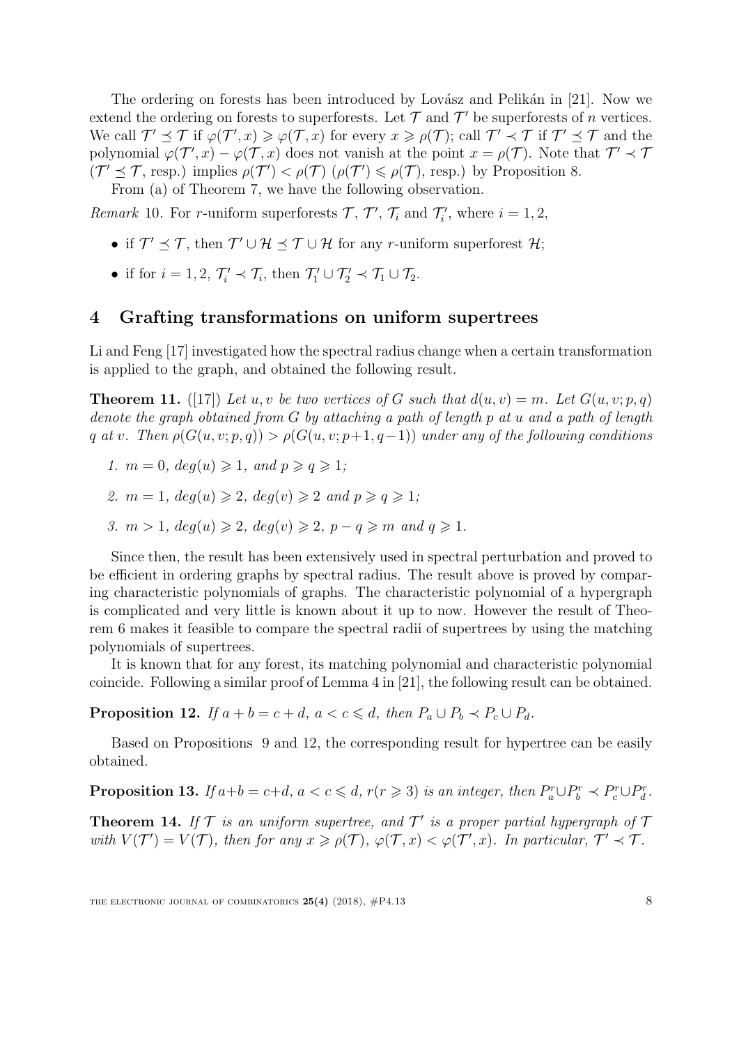The ordering on forests has been introduced by Lovász and Pelikán in [21]. Now we extend the ordering on forests to superforests. Let $\mathcal{T}$ and $\mathcal{T}'$ be superforests of $n$ vertices. We call $\mathcal{T}' \preceq \mathcal{T}$ if $\varphi(\mathcal{T}', x) \geqslant \varphi(\mathcal{T}, x)$ for every $x \geqslant \rho(\mathcal{T})$; call $\mathcal{T}' \prec \mathcal{T}$ if $\mathcal{T}' \preceq \mathcal{T}$ and the polynomial $\varphi(\mathcal{T}', x) - \varphi(\mathcal{T}, x)$ does not vanish at the point $x = \rho(\mathcal{T})$. Note that $\mathcal{T}' \prec \mathcal{T}$ ($\mathcal{T}' \preceq \mathcal{T}$, resp.) implies $\rho(\mathcal{T}') < \rho(\mathcal{T})$ ($\rho(\mathcal{T}') \leqslant \rho(\mathcal{T})$, resp.) by Proposition 8.

From (a) of Theorem 7, we have the following observation.

*Remark* 10. For $r$-uniform superforests $\mathcal{T}$, $\mathcal{T}'$, $\mathcal{T}_i$ and $\mathcal{T}_i'$, where $i = 1, 2$,

- if $\mathcal{T}' \preceq \mathcal{T}$, then $\mathcal{T}' \cup \mathcal{H} \preceq \mathcal{T} \cup \mathcal{H}$ for any $r$-uniform superforest $\mathcal{H}$;
- if for $i = 1, 2$, $\mathcal{T}_i' \prec \mathcal{T}_i$, then $\mathcal{T}_1' \cup \mathcal{T}_2' \prec \mathcal{T}_1 \cup \mathcal{T}_2$.

## 4 Grafting transformations on uniform supertrees

Li and Feng [17] investigated how the spectral radius change when a certain transformation is applied to the graph, and obtained the following result.

**Theorem 11.** ([17]) *Let $u, v$ be two vertices of $G$ such that $d(u, v) = m$. Let $G(u, v; p, q)$ denote the graph obtained from $G$ by attaching a path of length $p$ at $u$ and a path of length $q$ at $v$. Then $\rho(G(u, v; p, q)) > \rho(G(u, v; p+1, q-1))$ under any of the following conditions*

1. *$m = 0$, $deg(u) \geqslant 1$, and $p \geqslant q \geqslant 1$;*
2. *$m = 1$, $deg(u) \geqslant 2$, $deg(v) \geqslant 2$ and $p \geqslant q \geqslant 1$;*
3. *$m > 1$, $deg(u) \geqslant 2$, $deg(v) \geqslant 2$, $p - q \geqslant m$ and $q \geqslant 1$.*

Since then, the result has been extensively used in spectral perturbation and proved to be efficient in ordering graphs by spectral radius. The result above is proved by comparing characteristic polynomials of graphs. The characteristic polynomial of a hypergraph is complicated and very little is known about it up to now. However the result of Theorem 6 makes it feasible to compare the spectral radii of supertrees by using the matching polynomials of supertrees.

It is known that for any forest, its matching polynomial and characteristic polynomial coincide. Following a similar proof of Lemma 4 in [21], the following result can be obtained.

**Proposition 12.** *If $a + b = c + d$, $a < c \leqslant d$, then $P_a \cup P_b \prec P_c \cup P_d$.*

Based on Propositions 9 and 12, the corresponding result for hypertree can be easily obtained.

**Proposition 13.** *If $a+b = c+d$, $a < c \leqslant d$, $r (r \geqslant 3)$ is an integer, then $P_a^r \cup P_b^r \prec P_c^r \cup P_d^r$.*

**Theorem 14.** *If $\mathcal{T}$ is an uniform supertree, and $\mathcal{T}'$ is a proper partial hypergraph of $\mathcal{T}$ with $V(\mathcal{T}') = V(\mathcal{T})$, then for any $x \geqslant \rho(\mathcal{T})$, $\varphi(\mathcal{T}, x) < \varphi(\mathcal{T}', x)$. In particular, $\mathcal{T}' \prec \mathcal{T}$.*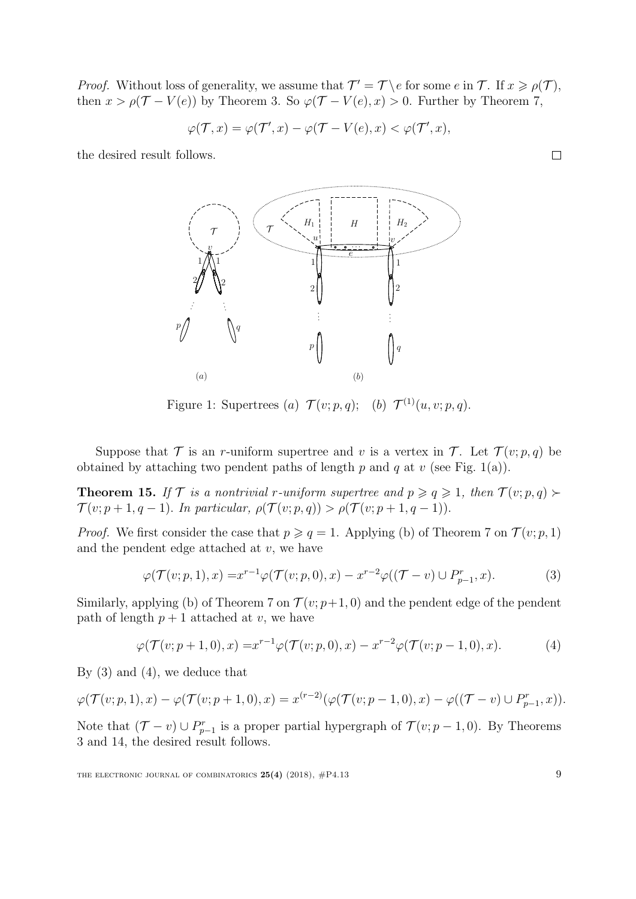*Proof.* Without loss of generality, we assume that $\mathcal{T}' = \mathcal{T} \setminus e$ for some $e$ in $\mathcal{T}$. If $x \geqslant \rho(\mathcal{T})$, then $x > \rho(\mathcal{T} - V(e))$ by Theorem 3. So $\varphi(\mathcal{T} - V(e), x) > 0$. Further by Theorem 7,

$$\varphi(\mathcal{T}, x) = \varphi(\mathcal{T}', x) - \varphi(\mathcal{T} - V(e), x) < \varphi(\mathcal{T}', x),$$

the desired result follows. □

Figure 1: Supertrees $(a)$ $\mathcal{T}(v; p, q)$; $(b)$ $\mathcal{T}^{(1)}(u, v; p, q)$.

Suppose that $\mathcal{T}$ is an $r$-uniform supertree and $v$ is a vertex in $\mathcal{T}$. Let $\mathcal{T}(v; p, q)$ be obtained by attaching two pendent paths of length $p$ and $q$ at $v$ (see Fig. 1(a)).

**Theorem 15.** *If $\mathcal{T}$ is a nontrivial $r$-uniform supertree and $p \geqslant q \geqslant 1$, then $\mathcal{T}(v; p, q) \succ \mathcal{T}(v; p+1, q-1)$. In particular, $\rho(\mathcal{T}(v; p, q)) > \rho(\mathcal{T}(v; p+1, q-1))$.*

*Proof.* We first consider the case that $p \geqslant q = 1$. Applying (b) of Theorem 7 on $\mathcal{T}(v; p, 1)$ and the pendent edge attached at $v$, we have

$$\varphi(\mathcal{T}(v; p, 1), x) = x^{r-1}\varphi(\mathcal{T}(v; p, 0), x) - x^{r-2}\varphi((\mathcal{T} - v) \cup P_{p-1}^r, x). \tag{3}$$

Similarly, applying (b) of Theorem 7 on $\mathcal{T}(v; p+1, 0)$ and the pendent edge of the pendent path of length $p+1$ attached at $v$, we have

$$\varphi(\mathcal{T}(v; p+1, 0), x) = x^{r-1}\varphi(\mathcal{T}(v; p, 0), x) - x^{r-2}\varphi(\mathcal{T}(v; p-1, 0), x). \tag{4}$$

By (3) and (4), we deduce that

$$\varphi(\mathcal{T}(v; p, 1), x) - \varphi(\mathcal{T}(v; p+1, 0), x) = x^{(r-2)}(\varphi(\mathcal{T}(v; p-1, 0), x) - \varphi((\mathcal{T} - v) \cup P_{p-1}^r, x)).$$

Note that $(\mathcal{T} - v) \cup P_{p-1}^r$ is a proper partial hypergraph of $\mathcal{T}(v; p-1, 0)$. By Theorems 3 and 14, the desired result follows.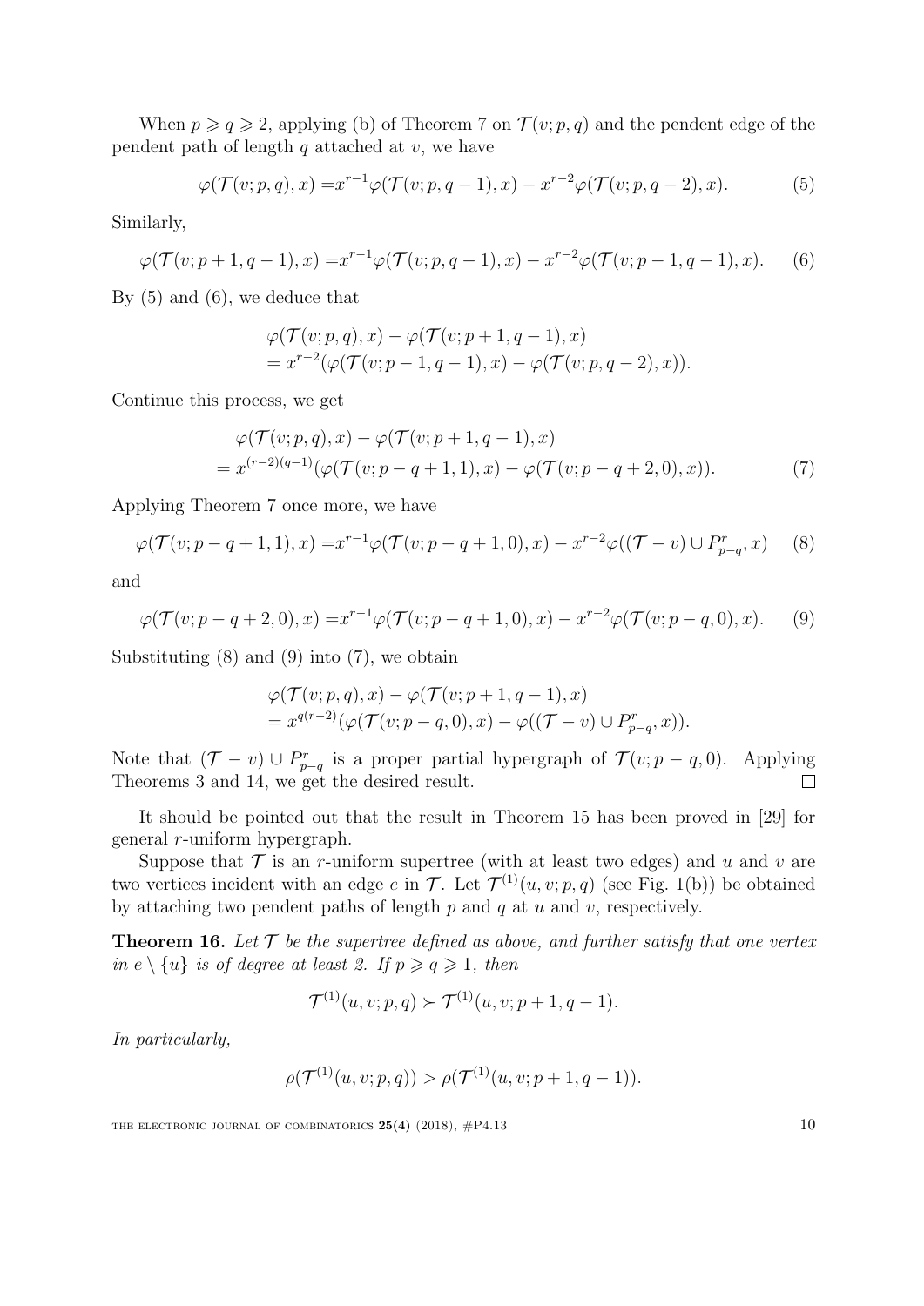When $p \geqslant q \geqslant 2$, applying (b) of Theorem 7 on $\mathcal{T}(v; p, q)$ and the pendent edge of the pendent path of length $q$ attached at $v$, we have

$$\varphi(\mathcal{T}(v; p, q), x) = x^{r-1}\varphi(\mathcal{T}(v; p, q-1), x) - x^{r-2}\varphi(\mathcal{T}(v; p, q-2), x). \tag{5}$$

Similarly,

$$\varphi(\mathcal{T}(v; p+1, q-1), x) = x^{r-1}\varphi(\mathcal{T}(v; p, q-1), x) - x^{r-2}\varphi(\mathcal{T}(v; p-1, q-1), x). \tag{6}$$

By (5) and (6), we deduce that

$$\begin{aligned}&\varphi(\mathcal{T}(v; p, q), x) - \varphi(\mathcal{T}(v; p+1, q-1), x)\\&= x^{r-2}(\varphi(\mathcal{T}(v; p-1, q-1), x) - \varphi(\mathcal{T}(v; p, q-2), x)).\end{aligned}$$

Continue this process, we get

$$\begin{aligned}&\varphi(\mathcal{T}(v; p, q), x) - \varphi(\mathcal{T}(v; p+1, q-1), x)\\&= x^{(r-2)(q-1)}(\varphi(\mathcal{T}(v; p-q+1, 1), x) - \varphi(\mathcal{T}(v; p-q+2, 0), x)).\end{aligned} \tag{7}$$

Applying Theorem 7 once more, we have

$$\varphi(\mathcal{T}(v; p-q+1, 1), x) = x^{r-1}\varphi(\mathcal{T}(v; p-q+1, 0), x) - x^{r-2}\varphi((\mathcal{T} - v) \cup P^r_{p-q}, x) \tag{8}$$

and

$$\varphi(\mathcal{T}(v; p-q+2, 0), x) = x^{r-1}\varphi(\mathcal{T}(v; p-q+1, 0), x) - x^{r-2}\varphi(\mathcal{T}(v; p-q, 0), x). \tag{9}$$

Substituting (8) and (9) into (7), we obtain

$$\begin{aligned}&\varphi(\mathcal{T}(v; p, q), x) - \varphi(\mathcal{T}(v; p+1, q-1), x)\\&= x^{q(r-2)}(\varphi(\mathcal{T}(v; p-q, 0), x) - \varphi((\mathcal{T} - v) \cup P^r_{p-q}, x)).\end{aligned}$$

Note that $(\mathcal{T} - v) \cup P^r_{p-q}$ is a proper partial hypergraph of $\mathcal{T}(v; p-q, 0)$. Applying Theorems 3 and 14, we get the desired result. $\square$

It should be pointed out that the result in Theorem 15 has been proved in [29] for general $r$-uniform hypergraph.

Suppose that $\mathcal{T}$ is an $r$-uniform supertree (with at least two edges) and $u$ and $v$ are two vertices incident with an edge $e$ in $\mathcal{T}$. Let $\mathcal{T}^{(1)}(u, v; p, q)$ (see Fig. 1(b)) be obtained by attaching two pendent paths of length $p$ and $q$ at $u$ and $v$, respectively.

**Theorem 16.** *Let $\mathcal{T}$ be the supertree defined as above, and further satisfy that one vertex in $e \setminus \{u\}$ is of degree at least 2. If $p \geqslant q \geqslant 1$, then*

$$\mathcal{T}^{(1)}(u, v; p, q) \succ \mathcal{T}^{(1)}(u, v; p+1, q-1).$$

*In particularly,*

$$\rho(\mathcal{T}^{(1)}(u, v; p, q)) > \rho(\mathcal{T}^{(1)}(u, v; p+1, q-1)).$$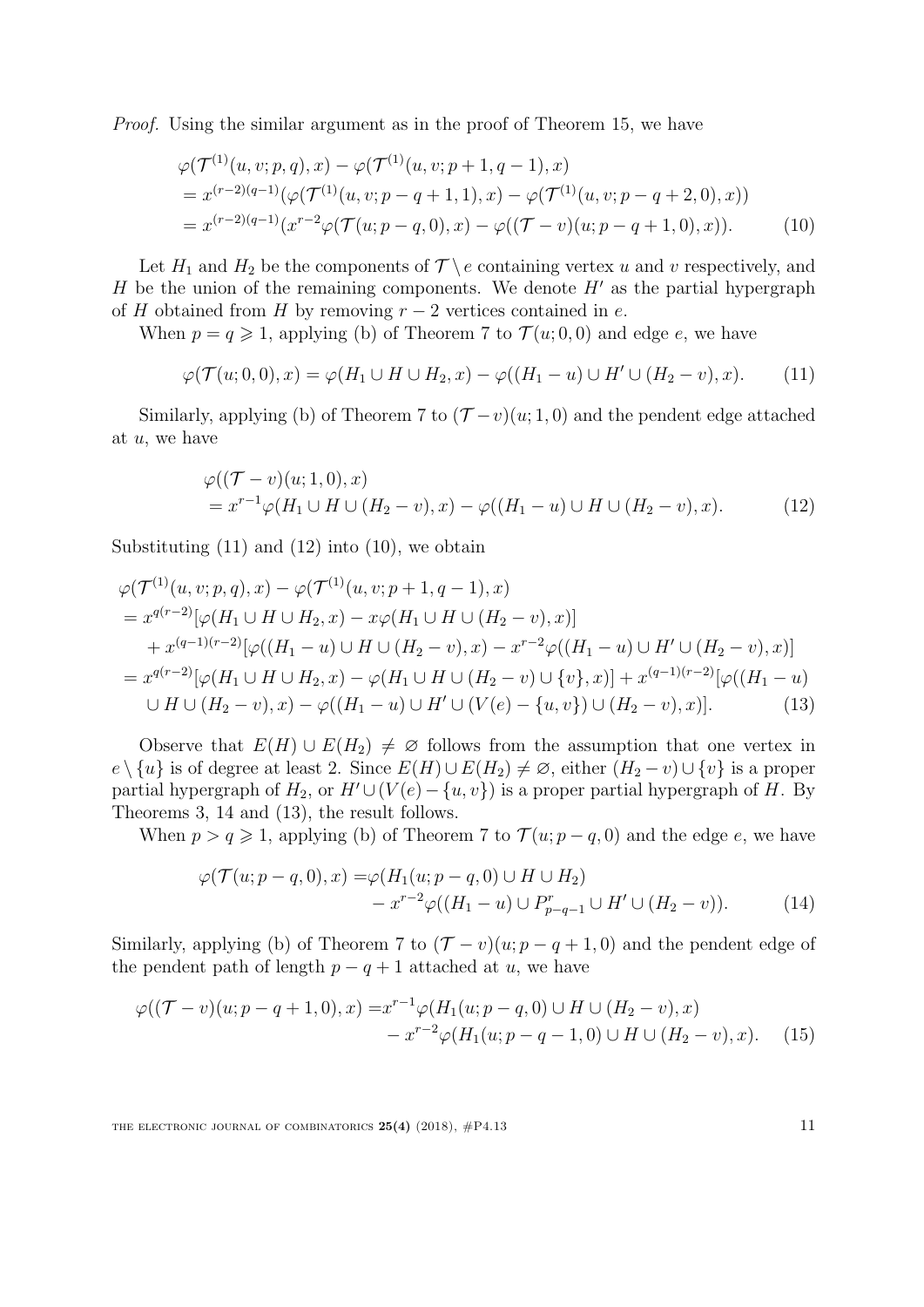*Proof.* Using the similar argument as in the proof of Theorem 15, we have

$$\begin{aligned}
&\varphi(\mathcal{T}^{(1)}(u,v;p,q),x) - \varphi(\mathcal{T}^{(1)}(u,v;p+1,q-1),x) \\
&= x^{(r-2)(q-1)}(\varphi(\mathcal{T}^{(1)}(u,v;p-q+1,1),x) - \varphi(\mathcal{T}^{(1)}(u,v;p-q+2,0),x)) \\
&= x^{(r-2)(q-1)}(x^{r-2}\varphi(\mathcal{T}(u;p-q,0),x) - \varphi((\mathcal{T}-v)(u;p-q+1,0),x)). \qquad (10)
\end{aligned}$$

Let $H_1$ and $H_2$ be the components of $\mathcal{T} \setminus e$ containing vertex $u$ and $v$ respectively, and $H$ be the union of the remaining components. We denote $H'$ as the partial hypergraph of $H$ obtained from $H$ by removing $r-2$ vertices contained in $e$.

When $p = q \geqslant 1$, applying (b) of Theorem 7 to $\mathcal{T}(u;0,0)$ and edge $e$, we have

$$\varphi(\mathcal{T}(u;0,0),x) = \varphi(H_1 \cup H \cup H_2, x) - \varphi((H_1 - u) \cup H' \cup (H_2 - v), x). \qquad (11)$$

Similarly, applying (b) of Theorem 7 to $(\mathcal{T}-v)(u;1,0)$ and the pendent edge attached at $u$, we have

$$\begin{aligned}
&\varphi((\mathcal{T}-v)(u;1,0),x) \\
&= x^{r-1}\varphi(H_1 \cup H \cup (H_2 - v), x) - \varphi((H_1 - u) \cup H \cup (H_2 - v), x). \qquad (12)
\end{aligned}$$

Substituting (11) and (12) into (10), we obtain

$$\begin{aligned}
&\varphi(\mathcal{T}^{(1)}(u,v;p,q),x) - \varphi(\mathcal{T}^{(1)}(u,v;p+1,q-1),x) \\
&= x^{q(r-2)}[\varphi(H_1 \cup H \cup H_2, x) - x\varphi(H_1 \cup H \cup (H_2 - v), x)] \\
&\quad + x^{(q-1)(r-2)}[\varphi((H_1 - u) \cup H \cup (H_2 - v), x) - x^{r-2}\varphi((H_1 - u) \cup H' \cup (H_2 - v), x)] \\
&= x^{q(r-2)}[\varphi(H_1 \cup H \cup H_2, x) - \varphi(H_1 \cup H \cup (H_2 - v) \cup \{v\}, x)] + x^{(q-1)(r-2)}[\varphi((H_1 - u) \\
&\quad \cup H \cup (H_2 - v), x) - \varphi((H_1 - u) \cup H' \cup (V(e) - \{u,v\}) \cup (H_2 - v), x)]. \qquad (13)
\end{aligned}$$

Observe that $E(H) \cup E(H_2) \neq \varnothing$ follows from the assumption that one vertex in $e \setminus \{u\}$ is of degree at least 2. Since $E(H) \cup E(H_2) \neq \varnothing$, either $(H_2 - v) \cup \{v\}$ is a proper partial hypergraph of $H_2$, or $H' \cup (V(e) - \{u,v\})$ is a proper partial hypergraph of $H$. By Theorems 3, 14 and (13), the result follows.

When $p > q \geqslant 1$, applying (b) of Theorem 7 to $\mathcal{T}(u;p-q,0)$ and the edge $e$, we have

$$\begin{aligned}
\varphi(\mathcal{T}(u;p-q,0),x) = &\varphi(H_1(u;p-q,0) \cup H \cup H_2) \\
&- x^{r-2}\varphi((H_1 - u) \cup P^r_{p-q-1} \cup H' \cup (H_2 - v)). \qquad (14)
\end{aligned}$$

Similarly, applying (b) of Theorem 7 to $(\mathcal{T}-v)(u;p-q+1,0)$ and the pendent edge of the pendent path of length $p-q+1$ attached at $u$, we have

$$\begin{aligned}
\varphi((\mathcal{T}-v)(u;p-q+1,0),x) = &x^{r-1}\varphi(H_1(u;p-q,0) \cup H \cup (H_2 - v), x) \\
&- x^{r-2}\varphi(H_1(u;p-q-1,0) \cup H \cup (H_2 - v), x). \qquad (15)
\end{aligned}$$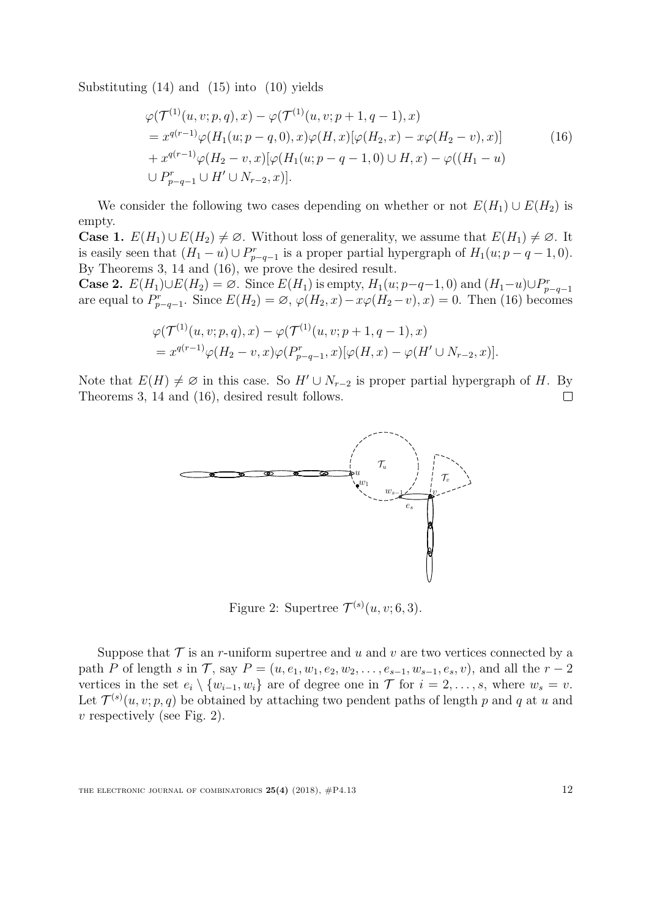Substituting (14) and (15) into (10) yields

$$
\begin{aligned}
&\varphi(\mathcal{T}^{(1)}(u,v;p,q),x) - \varphi(\mathcal{T}^{(1)}(u,v;p+1,q-1),x) \\
&= x^{q(r-1)}\varphi(H_1(u;p-q,0),x)\varphi(H,x)[\varphi(H_2,x) - x\varphi(H_2-v),x)] \\
&+ x^{q(r-1)}\varphi(H_2-v,x)[\varphi(H_1(u;p-q-1,0)\cup H,x) - \varphi((H_1-u) \\
&\cup P^r_{p-q-1}\cup H'\cup N_{r-2},x)].
\end{aligned} \tag{16}
$$

We consider the following two cases depending on whether or not $E(H_1)\cup E(H_2)$ is empty.

**Case 1.** $E(H_1)\cup E(H_2)\neq\varnothing$. Without loss of generality, we assume that $E(H_1)\neq\varnothing$. It is easily seen that $(H_1-u)\cup P^r_{p-q-1}$ is a proper partial hypergraph of $H_1(u;p-q-1,0)$. By Theorems 3, 14 and (16), we prove the desired result.

**Case 2.** $E(H_1)\cup E(H_2)=\varnothing$. Since $E(H_1)$ is empty, $H_1(u;p-q-1,0)$ and $(H_1-u)\cup P^r_{p-q-1}$ are equal to $P^r_{p-q-1}$. Since $E(H_2)=\varnothing$, $\varphi(H_2,x)-x\varphi(H_2-v),x)=0$. Then (16) becomes

$$
\begin{aligned}
&\varphi(\mathcal{T}^{(1)}(u,v;p,q),x) - \varphi(\mathcal{T}^{(1)}(u,v;p+1,q-1),x) \\
&= x^{q(r-1)}\varphi(H_2-v,x)\varphi(P^r_{p-q-1},x)[\varphi(H,x) - \varphi(H'\cup N_{r-2},x)].
\end{aligned}
$$

Note that $E(H)\neq\varnothing$ in this case. So $H'\cup N_{r-2}$ is proper partial hypergraph of $H$. By Theorems 3, 14 and (16), desired result follows. $\square$

Figure 2: Supertree $\mathcal{T}^{(s)}(u,v;6,3)$.

Suppose that $\mathcal{T}$ is an $r$-uniform supertree and $u$ and $v$ are two vertices connected by a path $P$ of length $s$ in $\mathcal{T}$, say $P=(u,e_1,w_1,e_2,w_2,\ldots,e_{s-1},w_{s-1},e_s,v)$, and all the $r-2$ vertices in the set $e_i\setminus\{w_{i-1},w_i\}$ are of degree one in $\mathcal{T}$ for $i=2,\ldots,s$, where $w_s=v$. Let $\mathcal{T}^{(s)}(u,v;p,q)$ be obtained by attaching two pendent paths of length $p$ and $q$ at $u$ and $v$ respectively (see Fig. 2).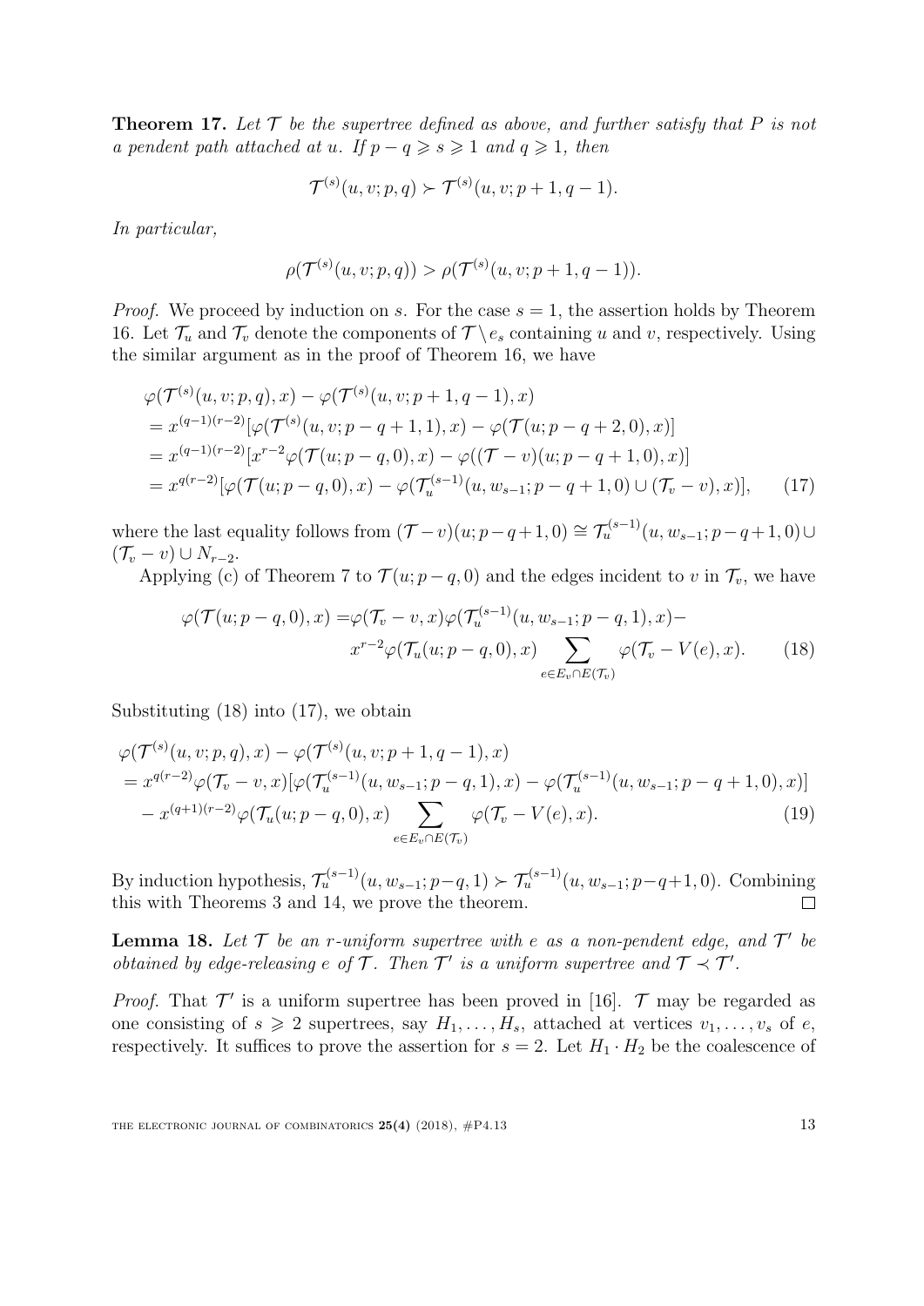**Theorem 17.** *Let $\mathcal{T}$ be the supertree defined as above, and further satisfy that $P$ is not a pendent path attached at $u$. If $p-q \geqslant s \geqslant 1$ and $q \geqslant 1$, then*

$$\mathcal{T}^{(s)}(u,v;p,q) \succ \mathcal{T}^{(s)}(u,v;p+1,q-1).$$

*In particular,*

$$\rho(\mathcal{T}^{(s)}(u,v;p,q)) > \rho(\mathcal{T}^{(s)}(u,v;p+1,q-1)).$$

*Proof.* We proceed by induction on $s$. For the case $s=1$, the assertion holds by Theorem 16. Let $\mathcal{T}_u$ and $\mathcal{T}_v$ denote the components of $\mathcal{T}\setminus e_s$ containing $u$ and $v$, respectively. Using the similar argument as in the proof of Theorem 16, we have

$$\begin{aligned}
&\varphi(\mathcal{T}^{(s)}(u,v;p,q),x) - \varphi(\mathcal{T}^{(s)}(u,v;p+1,q-1),x)\\
&= x^{(q-1)(r-2)}[\varphi(\mathcal{T}^{(s)}(u,v;p-q+1,1),x) - \varphi(\mathcal{T}(u;p-q+2,0),x)]\\
&= x^{(q-1)(r-2)}[x^{r-2}\varphi(\mathcal{T}(u;p-q,0),x) - \varphi((\mathcal{T}-v)(u;p-q+1,0),x)]\\
&= x^{q(r-2)}[\varphi(\mathcal{T}(u;p-q,0),x) - \varphi(\mathcal{T}_u^{(s-1)}(u,w_{s-1};p-q+1,0)\cup(\mathcal{T}_v-v),x)], \qquad (17)
\end{aligned}$$

where the last equality follows from $(\mathcal{T}-v)(u;p-q+1,0) \cong \mathcal{T}_u^{(s-1)}(u,w_{s-1};p-q+1,0)\cup(\mathcal{T}_v-v)\cup N_{r-2}$.

Applying (c) of Theorem 7 to $\mathcal{T}(u;p-q,0)$ and the edges incident to $v$ in $\mathcal{T}_v$, we have

$$\begin{aligned}
\varphi(\mathcal{T}(u;p-q,0),x) =& \varphi(\mathcal{T}_v-v,x)\varphi(\mathcal{T}_u^{(s-1)}(u,w_{s-1};p-q,1),x) -\\
& x^{r-2}\varphi(\mathcal{T}_u(u;p-q,0),x)\sum_{e\in E_v\cap E(\mathcal{T}_v)}\varphi(\mathcal{T}_v-V(e),x). \qquad (18)
\end{aligned}$$

Substituting (18) into (17), we obtain

$$\begin{aligned}
&\varphi(\mathcal{T}^{(s)}(u,v;p,q),x) - \varphi(\mathcal{T}^{(s)}(u,v;p+1,q-1),x)\\
&= x^{q(r-2)}\varphi(\mathcal{T}_v-v,x)[\varphi(\mathcal{T}_u^{(s-1)}(u,w_{s-1};p-q,1),x) - \varphi(\mathcal{T}_u^{(s-1)}(u,w_{s-1};p-q+1,0),x)]\\
&\quad - x^{(q+1)(r-2)}\varphi(\mathcal{T}_u(u;p-q,0),x)\sum_{e\in E_v\cap E(\mathcal{T}_v)}\varphi(\mathcal{T}_v-V(e),x). \qquad (19)
\end{aligned}$$

By induction hypothesis, $\mathcal{T}_u^{(s-1)}(u,w_{s-1};p-q,1) \succ \mathcal{T}_u^{(s-1)}(u,w_{s-1};p-q+1,0)$. Combining this with Theorems 3 and 14, we prove the theorem. $\square$

**Lemma 18.** *Let $\mathcal{T}$ be an $r$-uniform supertree with $e$ as a non-pendent edge, and $\mathcal{T}'$ be obtained by edge-releasing $e$ of $\mathcal{T}$. Then $\mathcal{T}'$ is a uniform supertree and $\mathcal{T} \prec \mathcal{T}'$.*

*Proof.* That $\mathcal{T}'$ is a uniform supertree has been proved in [16]. $\mathcal{T}$ may be regarded as one consisting of $s \geqslant 2$ supertrees, say $H_1,\ldots,H_s$, attached at vertices $v_1,\ldots,v_s$ of $e$, respectively. It suffices to prove the assertion for $s=2$. Let $H_1\cdot H_2$ be the coalescence of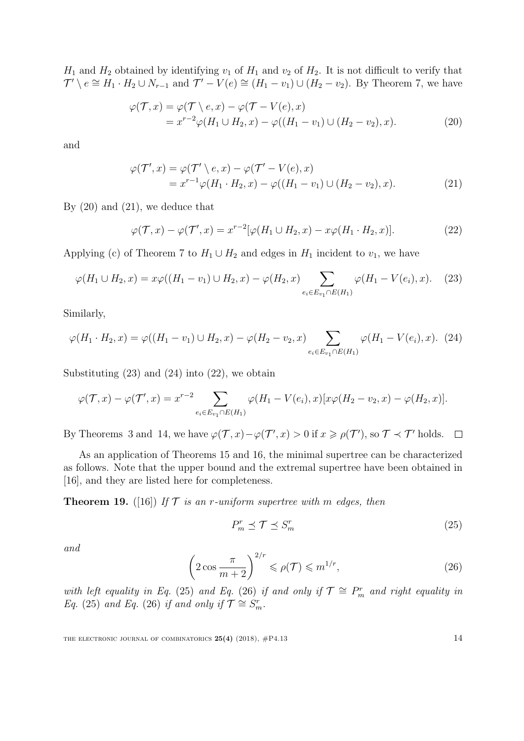$H_1$ and $H_2$ obtained by identifying $v_1$ of $H_1$ and $v_2$ of $H_2$. It is not difficult to verify that $\mathcal{T}' \setminus e \cong H_1 \cdot H_2 \cup N_{r-1}$ and $\mathcal{T}' - V(e) \cong (H_1 - v_1) \cup (H_2 - v_2)$. By Theorem 7, we have

$$\begin{aligned}\varphi(\mathcal{T}, x) &= \varphi(\mathcal{T} \setminus e, x) - \varphi(\mathcal{T} - V(e), x) \\ &= x^{r-2}\varphi(H_1 \cup H_2, x) - \varphi((H_1 - v_1) \cup (H_2 - v_2), x). \end{aligned} \tag{20}$$

and

$$\begin{aligned}\varphi(\mathcal{T}', x) &= \varphi(\mathcal{T}' \setminus e, x) - \varphi(\mathcal{T}' - V(e), x) \\ &= x^{r-1}\varphi(H_1 \cdot H_2, x) - \varphi((H_1 - v_1) \cup (H_2 - v_2), x). \end{aligned} \tag{21}$$

By (20) and (21), we deduce that

$$\varphi(\mathcal{T}, x) - \varphi(\mathcal{T}', x) = x^{r-2}[\varphi(H_1 \cup H_2, x) - x\varphi(H_1 \cdot H_2, x)]. \tag{22}$$

Applying (c) of Theorem 7 to $H_1 \cup H_2$ and edges in $H_1$ incident to $v_1$, we have

$$\varphi(H_1 \cup H_2, x) = x\varphi((H_1 - v_1) \cup H_2, x) - \varphi(H_2, x) \sum_{e_i \in E_{v_1} \cap E(H_1)} \varphi(H_1 - V(e_i), x). \tag{23}$$

Similarly,

$$\varphi(H_1 \cdot H_2, x) = \varphi((H_1 - v_1) \cup H_2, x) - \varphi(H_2 - v_2, x) \sum_{e_i \in E_{v_1} \cap E(H_1)} \varphi(H_1 - V(e_i), x). \tag{24}$$

Substituting (23) and (24) into (22), we obtain

$$\varphi(\mathcal{T}, x) - \varphi(\mathcal{T}', x) = x^{r-2} \sum_{e_i \in E_{v_1} \cap E(H_1)} \varphi(H_1 - V(e_i), x)[x\varphi(H_2 - v_2, x) - \varphi(H_2, x)].$$

By Theorems 3 and 14, we have $\varphi(\mathcal{T}, x) - \varphi(\mathcal{T}', x) > 0$ if $x \geqslant \rho(\mathcal{T}')$, so $\mathcal{T} \prec \mathcal{T}'$ holds. $\square$

As an application of Theorems 15 and 16, the minimal supertree can be characterized as follows. Note that the upper bound and the extremal supertree have been obtained in [16], and they are listed here for completeness.

**Theorem 19.** ([16]) *If $\mathcal{T}$ is an $r$-uniform supertree with $m$ edges, then*

$$P_m^r \preceq \mathcal{T} \preceq S_m^r \tag{25}$$

*and*

$$\left(2\cos\frac{\pi}{m+2}\right)^{2/r} \leqslant \rho(\mathcal{T}) \leqslant m^{1/r}, \tag{26}$$

*with left equality in Eq. (25) and Eq. (26) if and only if $\mathcal{T} \cong P_m^r$ and right equality in Eq. (25) and Eq. (26) if and only if $\mathcal{T} \cong S_m^r$.*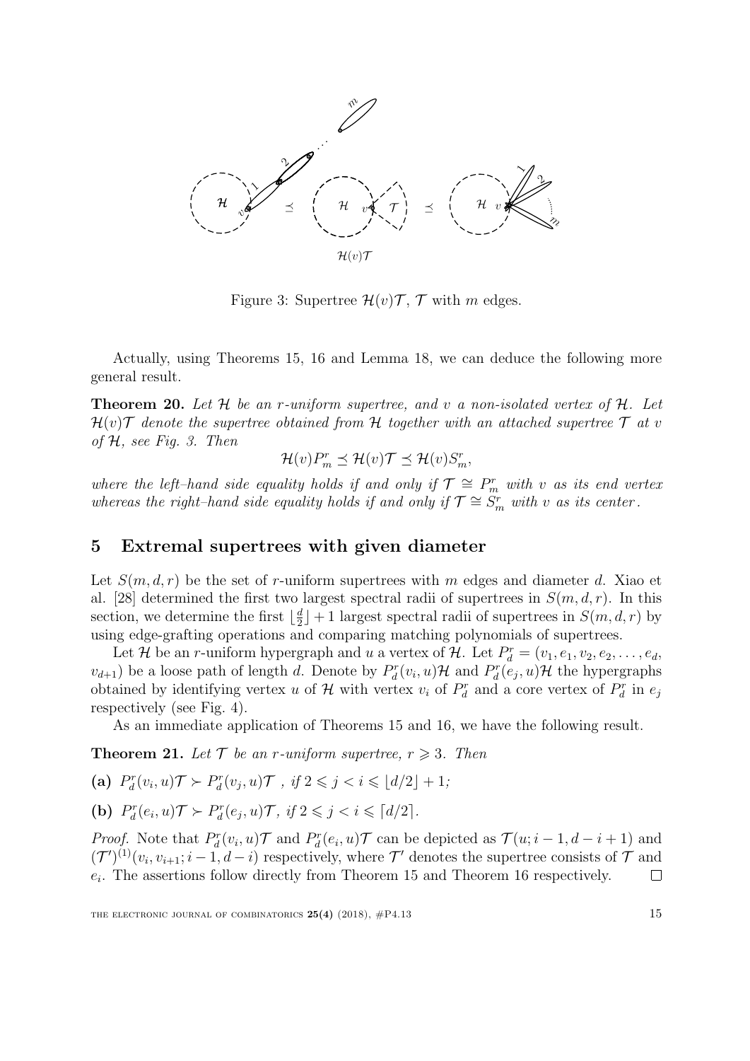Figure 3: Supertree $\mathcal{H}(v)\mathcal{T}$, $\mathcal{T}$ with $m$ edges.

Actually, using Theorems 15, 16 and Lemma 18, we can deduce the following more general result.

**Theorem 20.** *Let $\mathcal{H}$ be an $r$-uniform supertree, and $v$ a non-isolated vertex of $\mathcal{H}$. Let $\mathcal{H}(v)\mathcal{T}$ denote the supertree obtained from $\mathcal{H}$ together with an attached supertree $\mathcal{T}$ at $v$ of $\mathcal{H}$, see Fig. 3. Then*

$$\mathcal{H}(v)P_m^r \preceq \mathcal{H}(v)\mathcal{T} \preceq \mathcal{H}(v)S_m^r,$$

*where the left–hand side equality holds if and only if $\mathcal{T} \cong P_m^r$ with $v$ as its end vertex whereas the right–hand side equality holds if and only if $\mathcal{T} \cong S_m^r$ with $v$ as its center.*

## 5 Extremal supertrees with given diameter

Let $S(m, d, r)$ be the set of $r$-uniform supertrees with $m$ edges and diameter $d$. Xiao et al. [28] determined the first two largest spectral radii of supertrees in $S(m, d, r)$. In this section, we determine the first $\lfloor \frac{d}{2} \rfloor + 1$ largest spectral radii of supertrees in $S(m, d, r)$ by using edge-grafting operations and comparing matching polynomials of supertrees.

Let $\mathcal{H}$ be an $r$-uniform hypergraph and $u$ a vertex of $\mathcal{H}$. Let $P_d^r = (v_1, e_1, v_2, e_2, \ldots, e_d, v_{d+1})$ be a loose path of length $d$. Denote by $P_d^r(v_i, u)\mathcal{H}$ and $P_d^r(e_j, u)\mathcal{H}$ the hypergraphs obtained by identifying vertex $u$ of $\mathcal{H}$ with vertex $v_i$ of $P_d^r$ and a core vertex of $P_d^r$ in $e_j$ respectively (see Fig. 4).

As an immediate application of Theorems 15 and 16, we have the following result.

**Theorem 21.** *Let $\mathcal{T}$ be an $r$-uniform supertree, $r \geqslant 3$. Then*

**(a)** $P_d^r(v_i, u)\mathcal{T} \succ P_d^r(v_j, u)\mathcal{T}$ *, if $2 \leqslant j < i \leqslant \lfloor d/2 \rfloor + 1$;*

**(b)** $P_d^r(e_i, u)\mathcal{T} \succ P_d^r(e_j, u)\mathcal{T}$*, if $2 \leqslant j < i \leqslant \lceil d/2 \rceil$.*

*Proof.* Note that $P_d^r(v_i, u)\mathcal{T}$ and $P_d^r(e_i, u)\mathcal{T}$ can be depicted as $\mathcal{T}(u; i-1, d-i+1)$ and $(\mathcal{T}')^{(1)}(v_i, v_{i+1}; i-1, d-i)$ respectively, where $\mathcal{T}'$ denotes the supertree consists of $\mathcal{T}$ and $e_i$. The assertions follow directly from Theorem 15 and Theorem 16 respectively. $\square$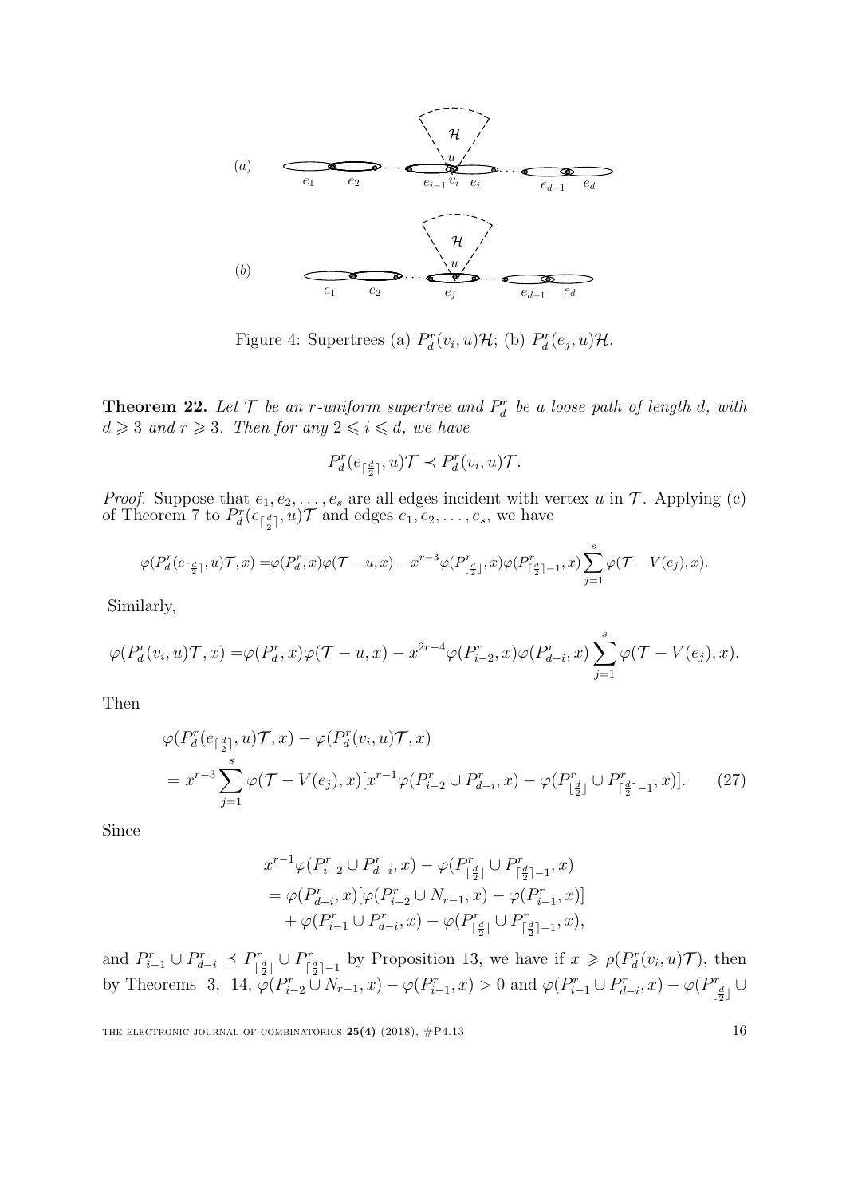Figure 4: Supertrees (a) $P_d^r(v_i,u)\mathcal{H}$; (b) $P_d^r(e_j,u)\mathcal{H}$.

**Theorem 22.** *Let $\mathcal{T}$ be an $r$-uniform supertree and $P_d^r$ be a loose path of length $d$, with $d \geqslant 3$ and $r \geqslant 3$. Then for any $2 \leqslant i \leqslant d$, we have*

$$P_d^r(e_{\lceil \frac{d}{2} \rceil}, u)\mathcal{T} \prec P_d^r(v_i, u)\mathcal{T}.$$

*Proof.* Suppose that $e_1, e_2, \ldots, e_s$ are all edges incident with vertex $u$ in $\mathcal{T}$. Applying (c) of Theorem 7 to $P_d^r(e_{\lceil \frac{d}{2} \rceil}, u)\mathcal{T}$ and edges $e_1, e_2, \ldots, e_s$, we have

$$\varphi(P_d^r(e_{\lceil \frac{d}{2} \rceil}, u)\mathcal{T}, x) = \varphi(P_d^r, x)\varphi(\mathcal{T} - u, x) - x^{r-3}\varphi(P^r_{\lfloor \frac{d}{2} \rfloor}, x)\varphi(P^r_{\lceil \frac{d}{2} \rceil - 1}, x)\sum_{j=1}^{s}\varphi(\mathcal{T} - V(e_j), x).$$

Similarly,

$$\varphi(P_d^r(v_i, u)\mathcal{T}, x) = \varphi(P_d^r, x)\varphi(\mathcal{T} - u, x) - x^{2r-4}\varphi(P^r_{i-2}, x)\varphi(P^r_{d-i}, x)\sum_{j=1}^{s}\varphi(\mathcal{T} - V(e_j), x).$$

Then

$$\begin{aligned}
&\varphi(P_d^r(e_{\lceil \frac{d}{2} \rceil}, u)\mathcal{T}, x) - \varphi(P_d^r(v_i, u)\mathcal{T}, x) \\
&= x^{r-3}\sum_{j=1}^{s}\varphi(\mathcal{T} - V(e_j), x)[x^{r-1}\varphi(P^r_{i-2} \cup P^r_{d-i}, x) - \varphi(P^r_{\lfloor \frac{d}{2} \rfloor} \cup P^r_{\lceil \frac{d}{2} \rceil - 1}, x)]. \qquad (27)
\end{aligned}$$

Since

$$\begin{aligned}
&x^{r-1}\varphi(P^r_{i-2} \cup P^r_{d-i}, x) - \varphi(P^r_{\lfloor \frac{d}{2} \rfloor} \cup P^r_{\lceil \frac{d}{2} \rceil - 1}, x) \\
&= \varphi(P^r_{d-i}, x)[\varphi(P^r_{i-2} \cup N_{r-1}, x) - \varphi(P^r_{i-1}, x)] \\
&\quad + \varphi(P^r_{i-1} \cup P^r_{d-i}, x) - \varphi(P^r_{\lfloor \frac{d}{2} \rfloor} \cup P^r_{\lceil \frac{d}{2} \rceil - 1}, x),
\end{aligned}$$

and $P^r_{i-1} \cup P^r_{d-i} \preceq P^r_{\lfloor \frac{d}{2} \rfloor} \cup P^r_{\lceil \frac{d}{2} \rceil - 1}$ by Proposition 13, we have if $x \geqslant \rho(P_d^r(v_i, u)\mathcal{T})$, then by Theorems 3, 14, $\varphi(P^r_{i-2} \cup N_{r-1}, x) - \varphi(P^r_{i-1}, x) > 0$ and $\varphi(P^r_{i-1} \cup P^r_{d-i}, x) - \varphi(P^r_{\lfloor \frac{d}{2} \rfloor} \cup$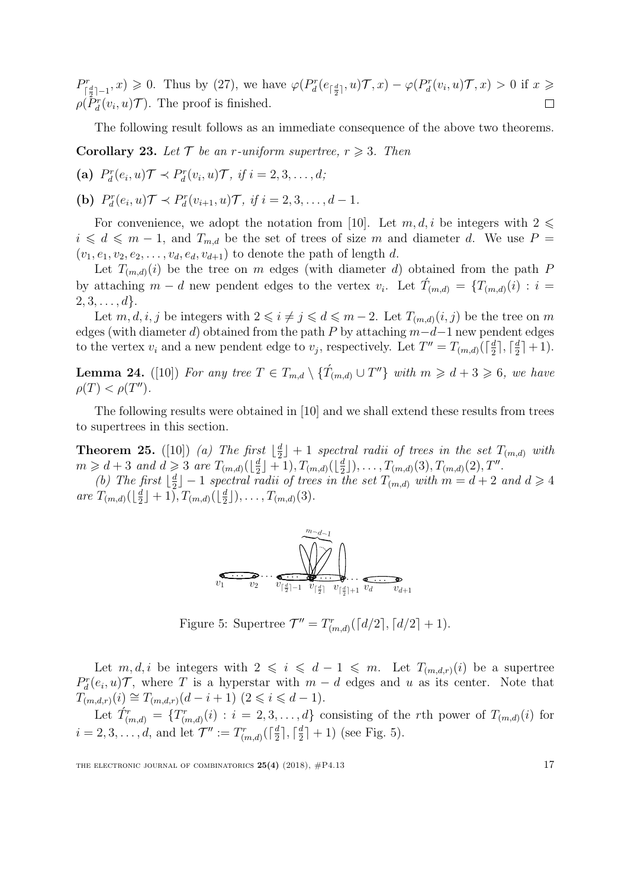$P^r_{\lceil \frac{d}{2}\rceil -1}, x) \geqslant 0$. Thus by (27), we have $\varphi(P^r_d(e_{\lceil \frac{d}{2}\rceil}, u)\mathcal{T}, x) - \varphi(P^r_d(v_i, u)\mathcal{T}, x) > 0$ if $x \geqslant \rho(P^r_d(v_i, u)\mathcal{T})$. The proof is finished. □

The following result follows as an immediate consequence of the above two theorems.

**Corollary 23.** *Let $\mathcal{T}$ be an $r$-uniform supertree, $r \geqslant 3$. Then*

**(a)** $P^r_d(e_i, u)\mathcal{T} \prec P^r_d(v_i, u)\mathcal{T}$*, if* $i = 2, 3, \ldots, d$;

**(b)** $P^r_d(e_i, u)\mathcal{T} \prec P^r_d(v_{i+1}, u)\mathcal{T}$*, if* $i = 2, 3, \ldots, d-1$.

For convenience, we adopt the notation from [10]. Let $m, d, i$ be integers with $2 \leqslant i \leqslant d \leqslant m-1$, and $T_{m,d}$ be the set of trees of size $m$ and diameter $d$. We use $P = (v_1, e_1, v_2, e_2, \ldots, v_d, e_d, v_{d+1})$ to denote the path of length $d$.

Let $T_{(m,d)}(i)$ be the tree on $m$ edges (with diameter $d$) obtained from the path $P$ by attaching $m-d$ new pendent edges to the vertex $v_i$. Let $\acute{T}_{(m,d)} = \{T_{(m,d)}(i) : i = 2, 3, \ldots, d\}$.

Let $m, d, i, j$ be integers with $2 \leqslant i \neq j \leqslant d \leqslant m-2$. Let $T_{(m,d)}(i, j)$ be the tree on $m$ edges (with diameter $d$) obtained from the path $P$ by attaching $m-d-1$ new pendent edges to the vertex $v_i$ and a new pendent edge to $v_j$, respectively. Let $T'' = T_{(m,d)}(\lceil \frac{d}{2}\rceil, \lceil \frac{d}{2}\rceil + 1)$.

**Lemma 24.** ([10]) *For any tree $T \in T_{m,d} \setminus \{\acute{T}_{(m,d)} \cup T''\}$ with $m \geqslant d+3 \geqslant 6$, we have $\rho(T) < \rho(T'')$.*

The following results were obtained in [10] and we shall extend these results from trees to supertrees in this section.

**Theorem 25.** ([10]) *(a) The first $\lfloor \frac{d}{2}\rfloor + 1$ spectral radii of trees in the set $T_{(m,d)}$ with $m \geqslant d+3$ and $d \geqslant 3$ are $T_{(m,d)}(\lfloor \frac{d}{2}\rfloor + 1), T_{(m,d)}(\lfloor \frac{d}{2}\rfloor), \ldots, T_{(m,d)}(3), T_{(m,d)}(2), T''$.*

*(b) The first $\lfloor \frac{d}{2}\rfloor - 1$ spectral radii of trees in the set $T_{(m,d)}$ with $m = d+2$ and $d \geqslant 4$ are $T_{(m,d)}(\lfloor \frac{d}{2}\rfloor + 1), T_{(m,d)}(\lfloor \frac{d}{2}\rfloor), \ldots, T_{(m,d)}(3)$.*

Figure 5: Supertree $\mathcal{T}'' = T^r_{(m,d)}(\lceil d/2\rceil, \lceil d/2\rceil + 1)$.

Let $m, d, i$ be integers with $2 \leqslant i \leqslant d-1 \leqslant m$. Let $T_{(m,d,r)}(i)$ be a supertree $P^r_d(e_i, u)\mathcal{T}$, where $T$ is a hyperstar with $m-d$ edges and $u$ as its center. Note that $T_{(m,d,r)}(i) \cong T_{(m,d,r)}(d-i+1)$ $(2 \leqslant i \leqslant d-1)$.

Let $\acute{T}^r_{(m,d)} = \{T^r_{(m,d)}(i) : i = 2, 3, \ldots, d\}$ consisting of the $r$th power of $T_{(m,d)}(i)$ for $i = 2, 3, \ldots, d$, and let $\mathcal{T}'' := T^r_{(m,d)}(\lceil \frac{d}{2}\rceil, \lceil \frac{d}{2}\rceil + 1)$ (see Fig. 5).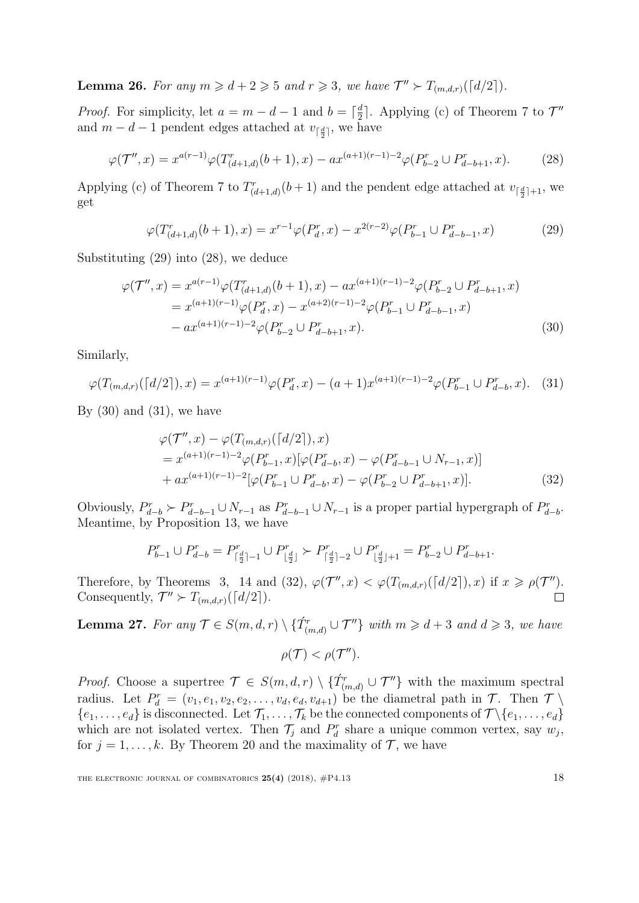**Lemma 26.** *For any $m \geqslant d+2 \geqslant 5$ and $r \geqslant 3$, we have $\mathcal{T}'' \succ T_{(m,d,r)}(\lceil d/2 \rceil)$.*

*Proof.* For simplicity, let $a = m-d-1$ and $b = \lceil \frac{d}{2} \rceil$. Applying (c) of Theorem 7 to $\mathcal{T}''$ and $m-d-1$ pendent edges attached at $v_{\lceil \frac{d}{2} \rceil}$, we have

$$\varphi(\mathcal{T}'', x) = x^{a(r-1)} \varphi(T^r_{(d+1,d)}(b+1), x) - a x^{(a+1)(r-1)-2} \varphi(P^r_{b-2} \cup P^r_{d-b+1}, x). \tag{28}$$

Applying (c) of Theorem 7 to $T^r_{(d+1,d)}(b+1)$ and the pendent edge attached at $v_{\lceil \frac{d}{2} \rceil + 1}$, we get

$$\varphi(T^r_{(d+1,d)}(b+1), x) = x^{r-1} \varphi(P^r_d, x) - x^{2(r-2)} \varphi(P^r_{b-1} \cup P^r_{d-b-1}, x) \tag{29}$$

Substituting (29) into (28), we deduce

$$\begin{aligned}
\varphi(\mathcal{T}'', x) &= x^{a(r-1)} \varphi(T^r_{(d+1,d)}(b+1), x) - a x^{(a+1)(r-1)-2} \varphi(P^r_{b-2} \cup P^r_{d-b+1}, x) \\
&= x^{(a+1)(r-1)} \varphi(P^r_d, x) - x^{(a+2)(r-1)-2} \varphi(P^r_{b-1} \cup P^r_{d-b-1}, x) \\
&\quad - a x^{(a+1)(r-1)-2} \varphi(P^r_{b-2} \cup P^r_{d-b+1}, x).
\end{aligned} \tag{30}$$

Similarly,

$$\varphi(T_{(m,d,r)}(\lceil d/2 \rceil), x) = x^{(a+1)(r-1)} \varphi(P^r_d, x) - (a+1) x^{(a+1)(r-1)-2} \varphi(P^r_{b-1} \cup P^r_{d-b}, x). \tag{31}$$

By (30) and (31), we have

$$\begin{aligned}
&\varphi(\mathcal{T}'', x) - \varphi(T_{(m,d,r)}(\lceil d/2 \rceil), x) \\
&= x^{(a+1)(r-1)-2} \varphi(P^r_{b-1}, x) [\varphi(P^r_{d-b}, x) - \varphi(P^r_{d-b-1} \cup N_{r-1}, x)] \\
&+ a x^{(a+1)(r-1)-2} [\varphi(P^r_{b-1} \cup P^r_{d-b}, x) - \varphi(P^r_{b-2} \cup P^r_{d-b+1}, x)].
\end{aligned} \tag{32}$$

Obviously, $P^r_{d-b} \succ P^r_{d-b-1} \cup N_{r-1}$ as $P^r_{d-b-1} \cup N_{r-1}$ is a proper partial hypergraph of $P^r_{d-b}$. Meantime, by Proposition 13, we have

$$P^r_{b-1} \cup P^r_{d-b} = P^r_{\lceil \frac{d}{2} \rceil - 1} \cup P^r_{\lfloor \frac{d}{2} \rfloor} \succ P^r_{\lceil \frac{d}{2} \rceil - 2} \cup P^r_{\lfloor \frac{d}{2} \rfloor + 1} = P^r_{b-2} \cup P^r_{d-b+1}.$$

Therefore, by Theorems 3, 14 and (32), $\varphi(\mathcal{T}'', x) < \varphi(T_{(m,d,r)}(\lceil d/2 \rceil), x)$ if $x \geqslant \rho(\mathcal{T}'')$. Consequently, $\mathcal{T}'' \succ T_{(m,d,r)}(\lceil d/2 \rceil)$. $\square$

**Lemma 27.** *For any $\mathcal{T} \in S(m,d,r) \setminus \{\acute{T}^r_{(m,d)} \cup \mathcal{T}''\}$ with $m \geqslant d+3$ and $d \geqslant 3$, we have*

$$\rho(\mathcal{T}) < \rho(\mathcal{T}'').$$

*Proof.* Choose a supertree $\mathcal{T} \in S(m,d,r) \setminus \{\acute{T}^r_{(m,d)} \cup \mathcal{T}''\}$ with the maximum spectral radius. Let $P^r_d = (v_1, e_1, v_2, e_2, \ldots, v_d, e_d, v_{d+1})$ be the diametral path in $\mathcal{T}$. Then $\mathcal{T} \setminus \{e_1, \ldots, e_d\}$ is disconnected. Let $\mathcal{T}_1, \ldots, \mathcal{T}_k$ be the connected components of $\mathcal{T} \setminus \{e_1, \ldots, e_d\}$ which are not isolated vertex. Then $\mathcal{T}_j$ and $P^r_d$ share a unique common vertex, say $w_j$, for $j = 1, \ldots, k$. By Theorem 20 and the maximality of $\mathcal{T}$, we have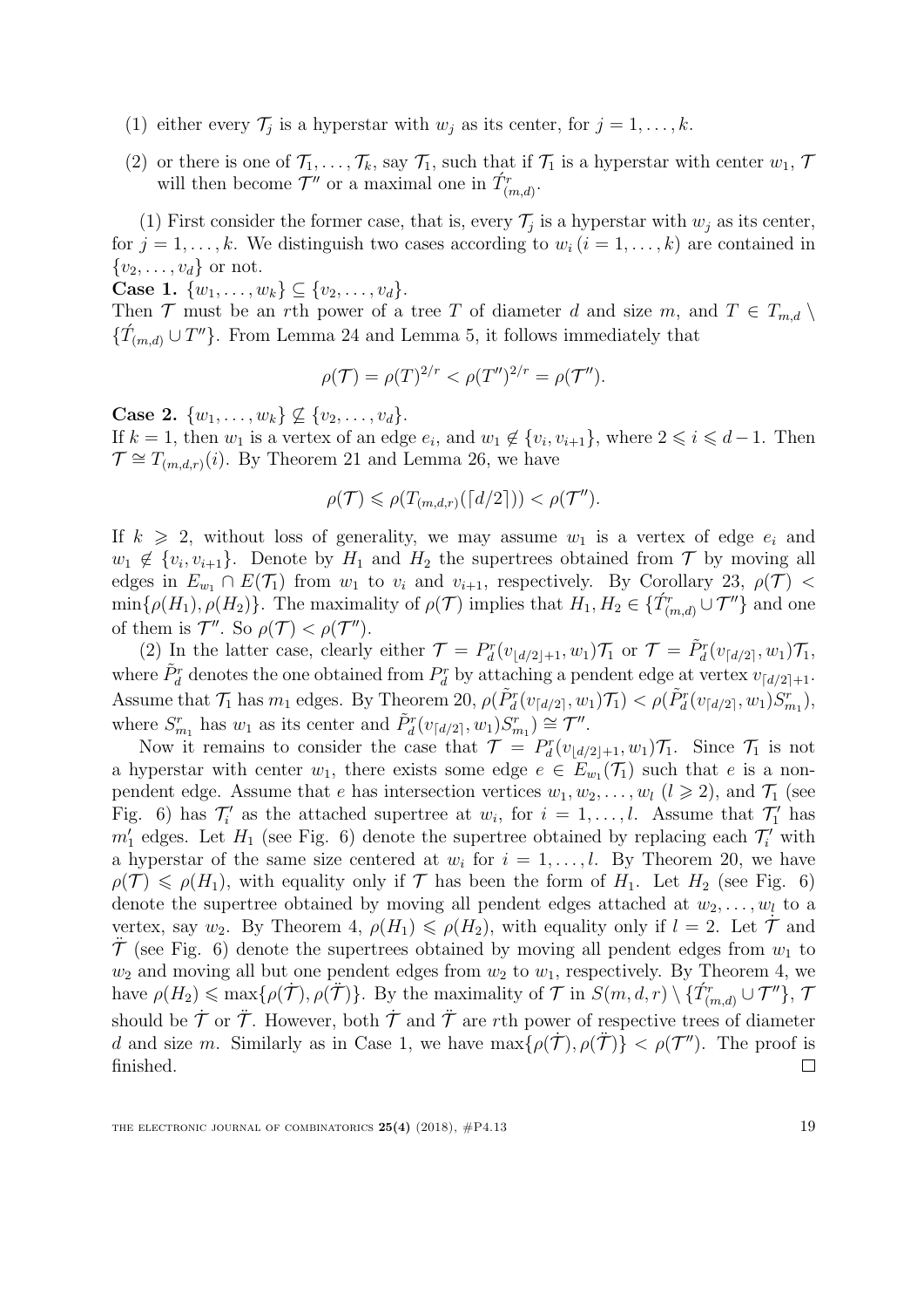(1) either every $\mathcal{T}_j$ is a hyperstar with $w_j$ as its center, for $j = 1, \ldots, k$.

(2) or there is one of $\mathcal{T}_1, \ldots, \mathcal{T}_k$, say $\mathcal{T}_1$, such that if $\mathcal{T}_1$ is a hyperstar with center $w_1$, $\mathcal{T}$ will then become $\mathcal{T}''$ or a maximal one in $\acute{T}^r_{(m,d)}$.

(1) First consider the former case, that is, every $\mathcal{T}_j$ is a hyperstar with $w_j$ as its center, for $j = 1, \ldots, k$. We distinguish two cases according to $w_i$ $(i = 1, \ldots, k)$ are contained in $\{v_2, \ldots, v_d\}$ or not.

**Case 1.** $\{w_1, \ldots, w_k\} \subseteq \{v_2, \ldots, v_d\}$.
Then $\mathcal{T}$ must be an $r$th power of a tree $T$ of diameter $d$ and size $m$, and $T \in T_{m,d} \setminus \{\acute{T}_{(m,d)} \cup T''\}$. From Lemma 24 and Lemma 5, it follows immediately that

$$\rho(\mathcal{T}) = \rho(T)^{2/r} < \rho(T'')^{2/r} = \rho(\mathcal{T}'').$$

**Case 2.** $\{w_1, \ldots, w_k\} \nsubseteq \{v_2, \ldots, v_d\}$.
If $k = 1$, then $w_1$ is a vertex of an edge $e_i$, and $w_1 \notin \{v_i, v_{i+1}\}$, where $2 \leqslant i \leqslant d-1$. Then $\mathcal{T} \cong T_{(m,d,r)}(i)$. By Theorem 21 and Lemma 26, we have

$$\rho(\mathcal{T}) \leqslant \rho(T_{(m,d,r)}(\lceil d/2 \rceil)) < \rho(\mathcal{T}'').$$

If $k \geqslant 2$, without loss of generality, we may assume $w_1$ is a vertex of edge $e_i$ and $w_1 \notin \{v_i, v_{i+1}\}$. Denote by $H_1$ and $H_2$ the supertrees obtained from $\mathcal{T}$ by moving all edges in $E_{w_1} \cap E(\mathcal{T}_1)$ from $w_1$ to $v_i$ and $v_{i+1}$, respectively. By Corollary 23, $\rho(\mathcal{T}) < \min\{\rho(H_1), \rho(H_2)\}$. The maximality of $\rho(\mathcal{T})$ implies that $H_1, H_2 \in \{\acute{T}^r_{(m,d)} \cup \mathcal{T}''\}$ and one of them is $\mathcal{T}''$. So $\rho(\mathcal{T}) < \rho(\mathcal{T}'')$.

(2) In the latter case, clearly either $\mathcal{T} = P^r_d(v_{\lfloor d/2 \rfloor+1}, w_1)\mathcal{T}_1$ or $\mathcal{T} = \tilde{P}^r_d(v_{\lceil d/2 \rceil}, w_1)\mathcal{T}_1$, where $\tilde{P}^r_d$ denotes the one obtained from $P^r_d$ by attaching a pendent edge at vertex $v_{\lceil d/2 \rceil+1}$. Assume that $\mathcal{T}_1$ has $m_1$ edges. By Theorem 20, $\rho(\tilde{P}^r_d(v_{\lceil d/2 \rceil}, w_1)\mathcal{T}_1) < \rho(\tilde{P}^r_d(v_{\lceil d/2 \rceil}, w_1)S^r_{m_1})$, where $S^r_{m_1}$ has $w_1$ as its center and $\tilde{P}^r_d(v_{\lceil d/2 \rceil}, w_1)S^r_{m_1}) \cong \mathcal{T}''$.

Now it remains to consider the case that $\mathcal{T} = P^r_d(v_{\lfloor d/2 \rfloor+1}, w_1)\mathcal{T}_1$. Since $\mathcal{T}_1$ is not a hyperstar with center $w_1$, there exists some edge $e \in E_{w_1}(\mathcal{T}_1)$ such that $e$ is a non-pendent edge. Assume that $e$ has intersection vertices $w_1, w_2, \ldots, w_l$ $(l \geqslant 2)$, and $\mathcal{T}_1$ (see Fig. 6) has $\mathcal{T}'_i$ as the attached supertree at $w_i$, for $i = 1, \ldots, l$. Assume that $\mathcal{T}'_1$ has $m'_1$ edges. Let $H_1$ (see Fig. 6) denote the supertree obtained by replacing each $\mathcal{T}'_i$ with a hyperstar of the same size centered at $w_i$ for $i = 1, \ldots, l$. By Theorem 20, we have $\rho(\mathcal{T}) \leqslant \rho(H_1)$, with equality only if $\mathcal{T}$ has been the form of $H_1$. Let $H_2$ (see Fig. 6) denote the supertree obtained by moving all pendent edges attached at $w_2, \ldots, w_l$ to a vertex, say $w_2$. By Theorem 4, $\rho(H_1) \leqslant \rho(H_2)$, with equality only if $l = 2$. Let $\dot{\mathcal{T}}$ and $\ddot{\mathcal{T}}$ (see Fig. 6) denote the supertrees obtained by moving all pendent edges from $w_1$ to $w_2$ and moving all but one pendent edges from $w_2$ to $w_1$, respectively. By Theorem 4, we have $\rho(H_2) \leqslant \max\{\rho(\dot{\mathcal{T}}), \rho(\ddot{\mathcal{T}})\}$. By the maximality of $\mathcal{T}$ in $S(m, d, r) \setminus \{\acute{T}^r_{(m,d)} \cup \mathcal{T}''\}$, $\mathcal{T}$ should be $\dot{\mathcal{T}}$ or $\ddot{\mathcal{T}}$. However, both $\dot{\mathcal{T}}$ and $\ddot{\mathcal{T}}$ are $r$th power of respective trees of diameter $d$ and size $m$. Similarly as in Case 1, we have $\max\{\rho(\dot{\mathcal{T}}), \rho(\ddot{\mathcal{T}})\} < \rho(\mathcal{T}'')$. The proof is finished. □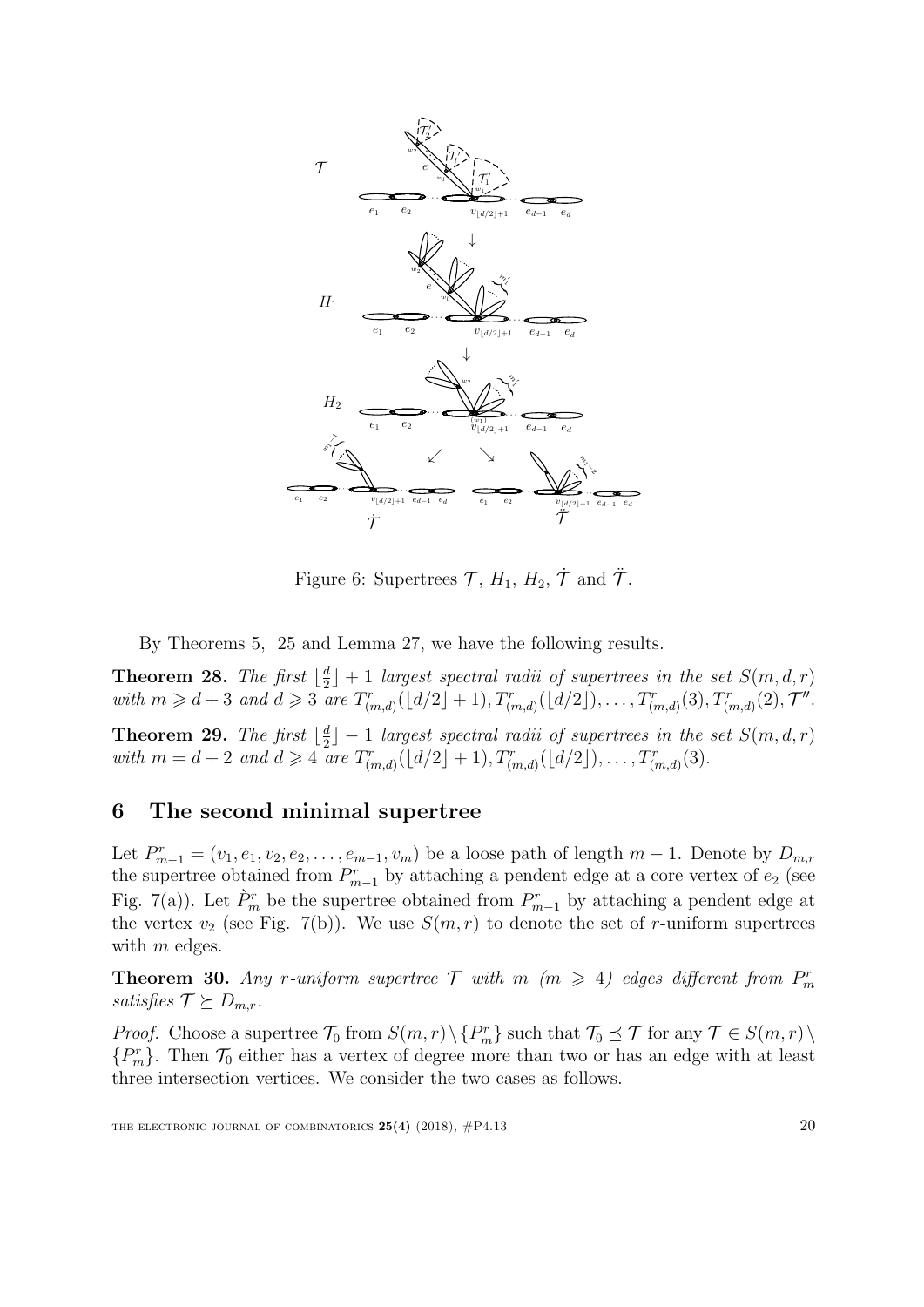Figure 6: Supertrees $\mathcal{T}$, $H_1$, $H_2$, $\dot{\mathcal{T}}$ and $\ddot{\mathcal{T}}$.

By Theorems 5, 25 and Lemma 27, we have the following results.

**Theorem 28.** *The first* $\lfloor \frac{d}{2} \rfloor + 1$ *largest spectral radii of supertrees in the set* $S(m, d, r)$ *with* $m \geqslant d + 3$ *and* $d \geqslant 3$ *are* $T^r_{(m,d)}(\lfloor d/2 \rfloor + 1), T^r_{(m,d)}(\lfloor d/2 \rfloor), \ldots, T^r_{(m,d)}(3), T^r_{(m,d)}(2), \mathcal{T}''$.

**Theorem 29.** *The first* $\lfloor \frac{d}{2} \rfloor - 1$ *largest spectral radii of supertrees in the set* $S(m, d, r)$ *with* $m = d + 2$ *and* $d \geqslant 4$ *are* $T^r_{(m,d)}(\lfloor d/2 \rfloor + 1), T^r_{(m,d)}(\lfloor d/2 \rfloor), \ldots, T^r_{(m,d)}(3)$.

## 6 The second minimal supertree

Let $P^r_{m-1} = (v_1, e_1, v_2, e_2, \ldots, e_{m-1}, v_m)$ be a loose path of length $m - 1$. Denote by $D_{m,r}$ the supertree obtained from $P^r_{m-1}$ by attaching a pendent edge at a core vertex of $e_2$ (see Fig. 7(a)). Let $\grave{P}^r_m$ be the supertree obtained from $P^r_{m-1}$ by attaching a pendent edge at the vertex $v_2$ (see Fig. 7(b)). We use $S(m, r)$ to denote the set of $r$-uniform supertrees with $m$ edges.

**Theorem 30.** *Any* $r$*-uniform supertree* $\mathcal{T}$ *with* $m$ $(m \geqslant 4)$ *edges different from* $P^r_m$ *satisfies* $\mathcal{T} \succeq D_{m,r}$.

*Proof.* Choose a supertree $\mathcal{T}_0$ from $S(m, r) \setminus \{P^r_m\}$ such that $\mathcal{T}_0 \preceq \mathcal{T}$ for any $\mathcal{T} \in S(m, r) \setminus \{P^r_m\}$. Then $\mathcal{T}_0$ either has a vertex of degree more than two or has an edge with at least three intersection vertices. We consider the two cases as follows.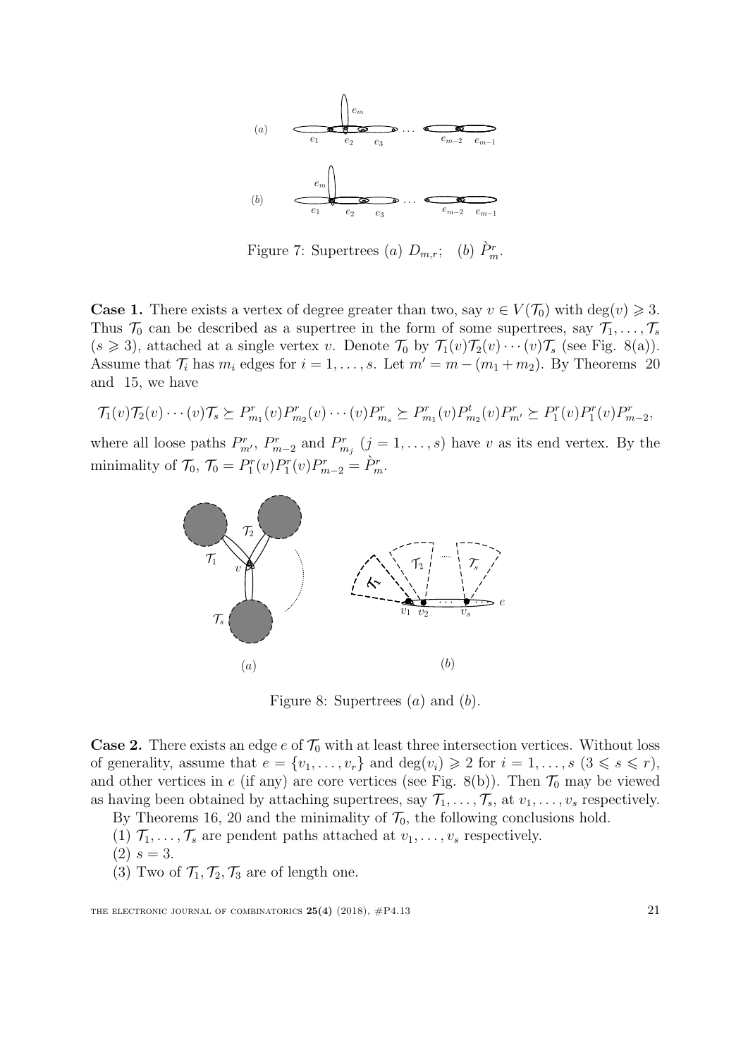Figure 7: Supertrees $(a)$ $D_{m,r}$; $(b)$ $\grave{P}_m^r$.

**Case 1.** There exists a vertex of degree greater than two, say $v \in V(\mathcal{T}_0)$ with $\deg(v) \geqslant 3$. Thus $\mathcal{T}_0$ can be described as a supertree in the form of some supertrees, say $\mathcal{T}_1, \ldots, \mathcal{T}_s$ $(s \geqslant 3)$, attached at a single vertex $v$. Denote $\mathcal{T}_0$ by $\mathcal{T}_1(v)\mathcal{T}_2(v)\cdots(v)\mathcal{T}_s$ (see Fig. 8(a)). Assume that $\mathcal{T}_i$ has $m_i$ edges for $i = 1, \ldots, s$. Let $m' = m - (m_1 + m_2)$. By Theorems 20 and 15, we have

$$\mathcal{T}_1(v)\mathcal{T}_2(v)\cdots(v)\mathcal{T}_s \succeq P_{m_1}^r(v)P_{m_2}^r(v)\cdots(v)P_{m_s}^r \succeq P_{m_1}^r(v)P_{m_2}^t(v)P_{m'}^r \succeq P_1^r(v)P_1^r(v)P_{m-2}^r,$$

where all loose paths $P_{m'}^r$, $P_{m-2}^r$ and $P_{m_j}^r$ $(j = 1, \ldots, s)$ have $v$ as its end vertex. By the minimality of $\mathcal{T}_0$, $\mathcal{T}_0 = P_1^r(v)P_1^r(v)P_{m-2}^r = \grave{P}_m^r$.

Figure 8: Supertrees $(a)$ and $(b)$.

**Case 2.** There exists an edge $e$ of $\mathcal{T}_0$ with at least three intersection vertices. Without loss of generality, assume that $e = \{v_1, \ldots, v_r\}$ and $\deg(v_i) \geqslant 2$ for $i = 1, \ldots, s$ $(3 \leqslant s \leqslant r)$, and other vertices in $e$ (if any) are core vertices (see Fig. 8(b)). Then $\mathcal{T}_0$ may be viewed as having been obtained by attaching supertrees, say $\mathcal{T}_1, \ldots, \mathcal{T}_s$, at $v_1, \ldots, v_s$ respectively.

By Theorems 16, 20 and the minimality of $\mathcal{T}_0$, the following conclusions hold.

(1) $\mathcal{T}_1, \ldots, \mathcal{T}_s$ are pendent paths attached at $v_1, \ldots, v_s$ respectively.

(2) $s = 3$.

(3) Two of $\mathcal{T}_1, \mathcal{T}_2, \mathcal{T}_3$ are of length one.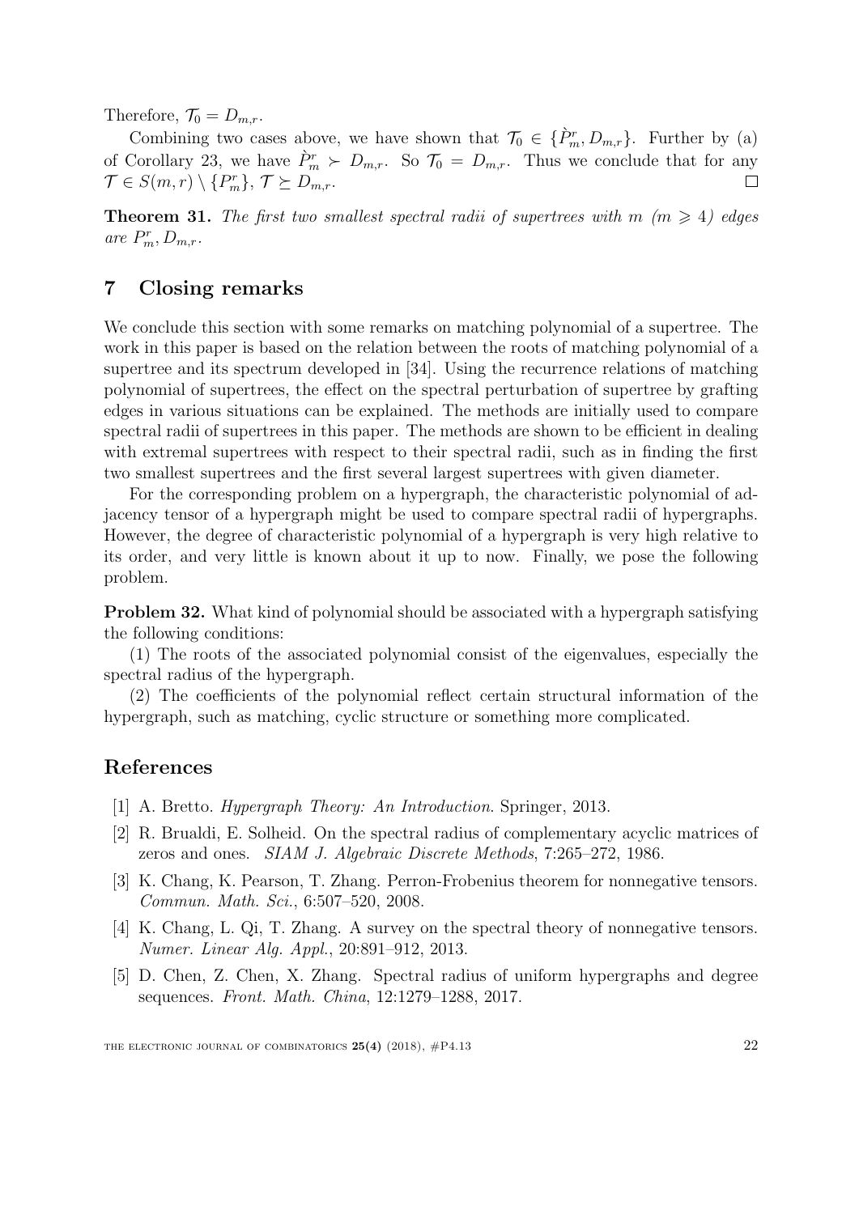Therefore, $\mathcal{T}_0 = D_{m,r}$.

Combining two cases above, we have shown that $\mathcal{T}_0 \in \{\grave{P}_m^r, D_{m,r}\}$. Further by (a) of Corollary 23, we have $\grave{P}_m^r \succ D_{m,r}$. So $\mathcal{T}_0 = D_{m,r}$. Thus we conclude that for any $\mathcal{T} \in S(m,r) \setminus \{P_m^r\}$, $\mathcal{T} \succeq D_{m,r}$. $\square$

**Theorem 31.** *The first two smallest spectral radii of supertrees with $m$ $(m \geqslant 4)$ edges are $P_m^r, D_{m,r}$.*

## 7 Closing remarks

We conclude this section with some remarks on matching polynomial of a supertree. The work in this paper is based on the relation between the roots of matching polynomial of a supertree and its spectrum developed in [34]. Using the recurrence relations of matching polynomial of supertrees, the effect on the spectral perturbation of supertree by grafting edges in various situations can be explained. The methods are initially used to compare spectral radii of supertrees in this paper. The methods are shown to be efficient in dealing with extremal supertrees with respect to their spectral radii, such as in finding the first two smallest supertrees and the first several largest supertrees with given diameter.

For the corresponding problem on a hypergraph, the characteristic polynomial of adjacency tensor of a hypergraph might be used to compare spectral radii of hypergraphs. However, the degree of characteristic polynomial of a hypergraph is very high relative to its order, and very little is known about it up to now. Finally, we pose the following problem.

**Problem 32.** What kind of polynomial should be associated with a hypergraph satisfying the following conditions:

(1) The roots of the associated polynomial consist of the eigenvalues, especially the spectral radius of the hypergraph.

(2) The coefficients of the polynomial reflect certain structural information of the hypergraph, such as matching, cyclic structure or something more complicated.

## References

[1] A. Bretto. *Hypergraph Theory: An Introduction*. Springer, 2013.

[2] R. Brualdi, E. Solheid. On the spectral radius of complementary acyclic matrices of zeros and ones. *SIAM J. Algebraic Discrete Methods*, 7:265–272, 1986.

[3] K. Chang, K. Pearson, T. Zhang. Perron-Frobenius theorem for nonnegative tensors. *Commun. Math. Sci.*, 6:507–520, 2008.

[4] K. Chang, L. Qi, T. Zhang. A survey on the spectral theory of nonnegative tensors. *Numer. Linear Alg. Appl.*, 20:891–912, 2013.

[5] D. Chen, Z. Chen, X. Zhang. Spectral radius of uniform hypergraphs and degree sequences. *Front. Math. China*, 12:1279–1288, 2017.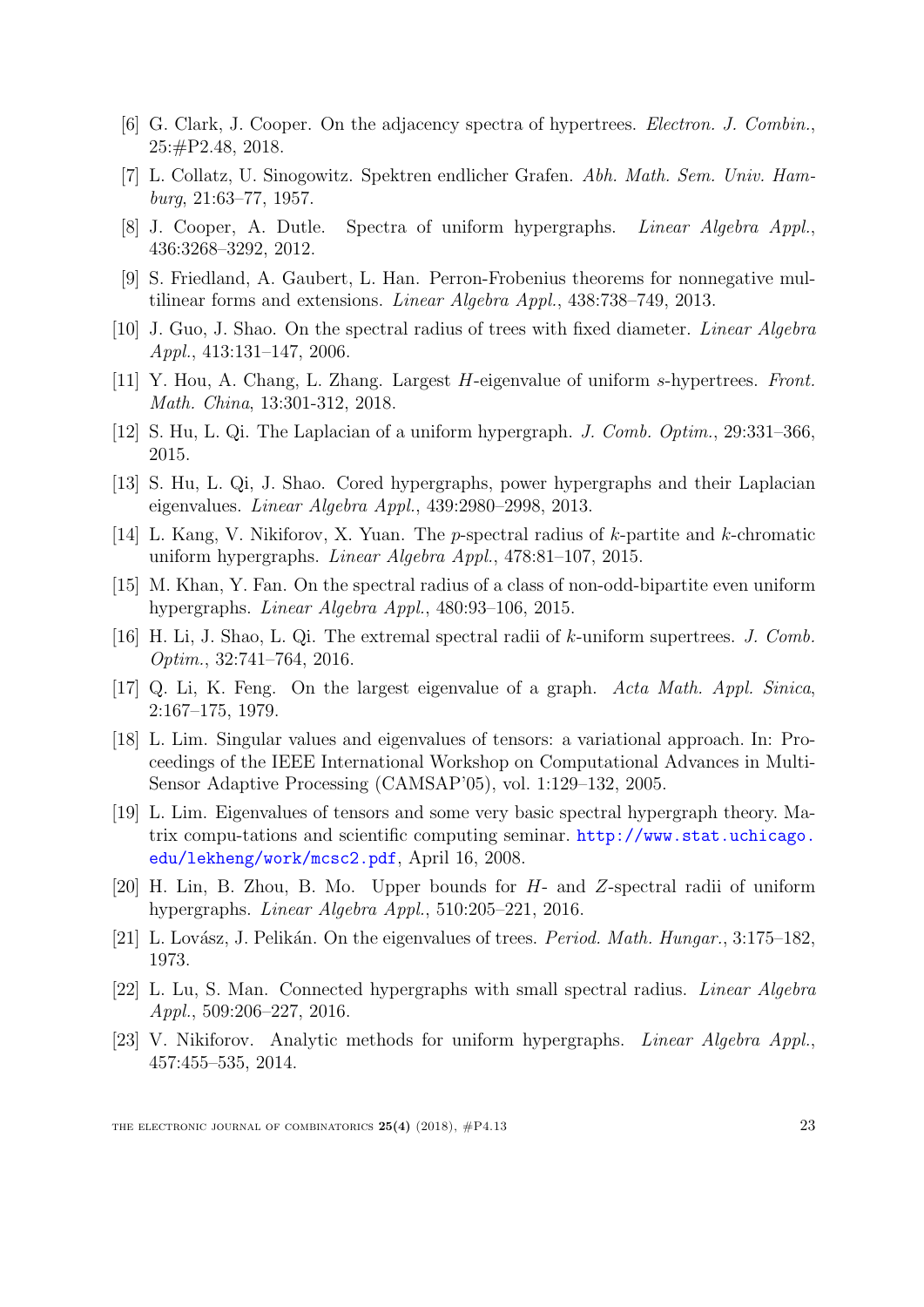[6] G. Clark, J. Cooper. On the adjacency spectra of hypertrees. *Electron. J. Combin.*, 25:#P2.48, 2018.

[7] L. Collatz, U. Sinogowitz. Spektren endlicher Grafen. *Abh. Math. Sem. Univ. Hamburg*, 21:63–77, 1957.

[8] J. Cooper, A. Dutle. Spectra of uniform hypergraphs. *Linear Algebra Appl.*, 436:3268–3292, 2012.

[9] S. Friedland, A. Gaubert, L. Han. Perron-Frobenius theorems for nonnegative multilinear forms and extensions. *Linear Algebra Appl.*, 438:738–749, 2013.

[10] J. Guo, J. Shao. On the spectral radius of trees with fixed diameter. *Linear Algebra Appl.*, 413:131–147, 2006.

[11] Y. Hou, A. Chang, L. Zhang. Largest $H$-eigenvalue of uniform $s$-hypertrees. *Front. Math. China*, 13:301-312, 2018.

[12] S. Hu, L. Qi. The Laplacian of a uniform hypergraph. *J. Comb. Optim.*, 29:331–366, 2015.

[13] S. Hu, L. Qi, J. Shao. Cored hypergraphs, power hypergraphs and their Laplacian eigenvalues. *Linear Algebra Appl.*, 439:2980–2998, 2013.

[14] L. Kang, V. Nikiforov, X. Yuan. The $p$-spectral radius of $k$-partite and $k$-chromatic uniform hypergraphs. *Linear Algebra Appl.*, 478:81–107, 2015.

[15] M. Khan, Y. Fan. On the spectral radius of a class of non-odd-bipartite even uniform hypergraphs. *Linear Algebra Appl.*, 480:93–106, 2015.

[16] H. Li, J. Shao, L. Qi. The extremal spectral radii of $k$-uniform supertrees. *J. Comb. Optim.*, 32:741–764, 2016.

[17] Q. Li, K. Feng. On the largest eigenvalue of a graph. *Acta Math. Appl. Sinica*, 2:167–175, 1979.

[18] L. Lim. Singular values and eigenvalues of tensors: a variational approach. In: Proceedings of the IEEE International Workshop on Computational Advances in Multi-Sensor Adaptive Processing (CAMSAP'05), vol. 1:129–132, 2005.

[19] L. Lim. Eigenvalues of tensors and some very basic spectral hypergraph theory. Matrix compu-tations and scientific computing seminar. http://www.stat.uchicago.edu/lekheng/work/mcsc2.pdf, April 16, 2008.

[20] H. Lin, B. Zhou, B. Mo. Upper bounds for $H$- and $Z$-spectral radii of uniform hypergraphs. *Linear Algebra Appl.*, 510:205–221, 2016.

[21] L. Lovász, J. Pelikán. On the eigenvalues of trees. *Period. Math. Hungar.*, 3:175–182, 1973.

[22] L. Lu, S. Man. Connected hypergraphs with small spectral radius. *Linear Algebra Appl.*, 509:206–227, 2016.

[23] V. Nikiforov. Analytic methods for uniform hypergraphs. *Linear Algebra Appl.*, 457:455–535, 2014.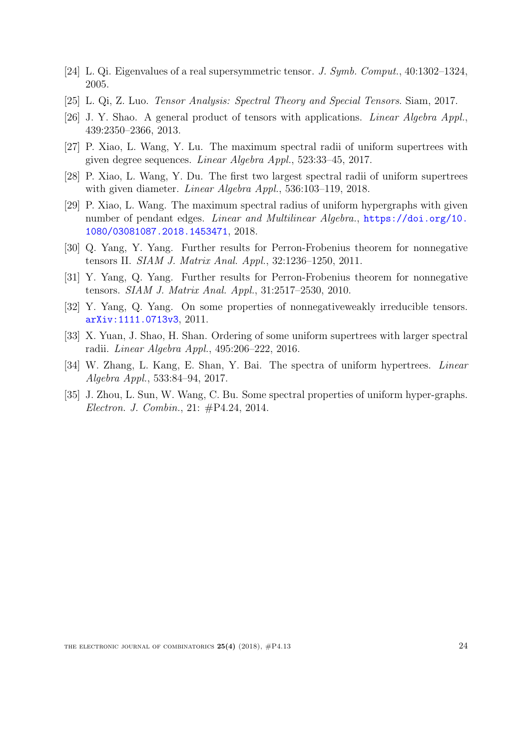[24] L. Qi. Eigenvalues of a real supersymmetric tensor. *J. Symb. Comput.*, 40:1302–1324, 2005.

[25] L. Qi, Z. Luo. *Tensor Analysis: Spectral Theory and Special Tensors*. Siam, 2017.

[26] J. Y. Shao. A general product of tensors with applications. *Linear Algebra Appl.*, 439:2350–2366, 2013.

[27] P. Xiao, L. Wang, Y. Lu. The maximum spectral radii of uniform supertrees with given degree sequences. *Linear Algebra Appl.*, 523:33–45, 2017.

[28] P. Xiao, L. Wang, Y. Du. The first two largest spectral radii of uniform supertrees with given diameter. *Linear Algebra Appl.*, 536:103–119, 2018.

[29] P. Xiao, L. Wang. The maximum spectral radius of uniform hypergraphs with given number of pendant edges. *Linear and Multilinear Algebra.*, https://doi.org/10.1080/03081087.2018.1453471, 2018.

[30] Q. Yang, Y. Yang. Further results for Perron-Frobenius theorem for nonnegative tensors II. *SIAM J. Matrix Anal. Appl.*, 32:1236–1250, 2011.

[31] Y. Yang, Q. Yang. Further results for Perron-Frobenius theorem for nonnegative tensors. *SIAM J. Matrix Anal. Appl.*, 31:2517–2530, 2010.

[32] Y. Yang, Q. Yang. On some properties of nonnegativeweakly irreducible tensors. arXiv:1111.0713v3, 2011.

[33] X. Yuan, J. Shao, H. Shan. Ordering of some uniform supertrees with larger spectral radii. *Linear Algebra Appl.*, 495:206–222, 2016.

[34] W. Zhang, L. Kang, E. Shan, Y. Bai. The spectra of uniform hypertrees. *Linear Algebra Appl.*, 533:84–94, 2017.

[35] J. Zhou, L. Sun, W. Wang, C. Bu. Some spectral properties of uniform hyper-graphs. *Electron. J. Combin.*, 21: #P4.24, 2014.